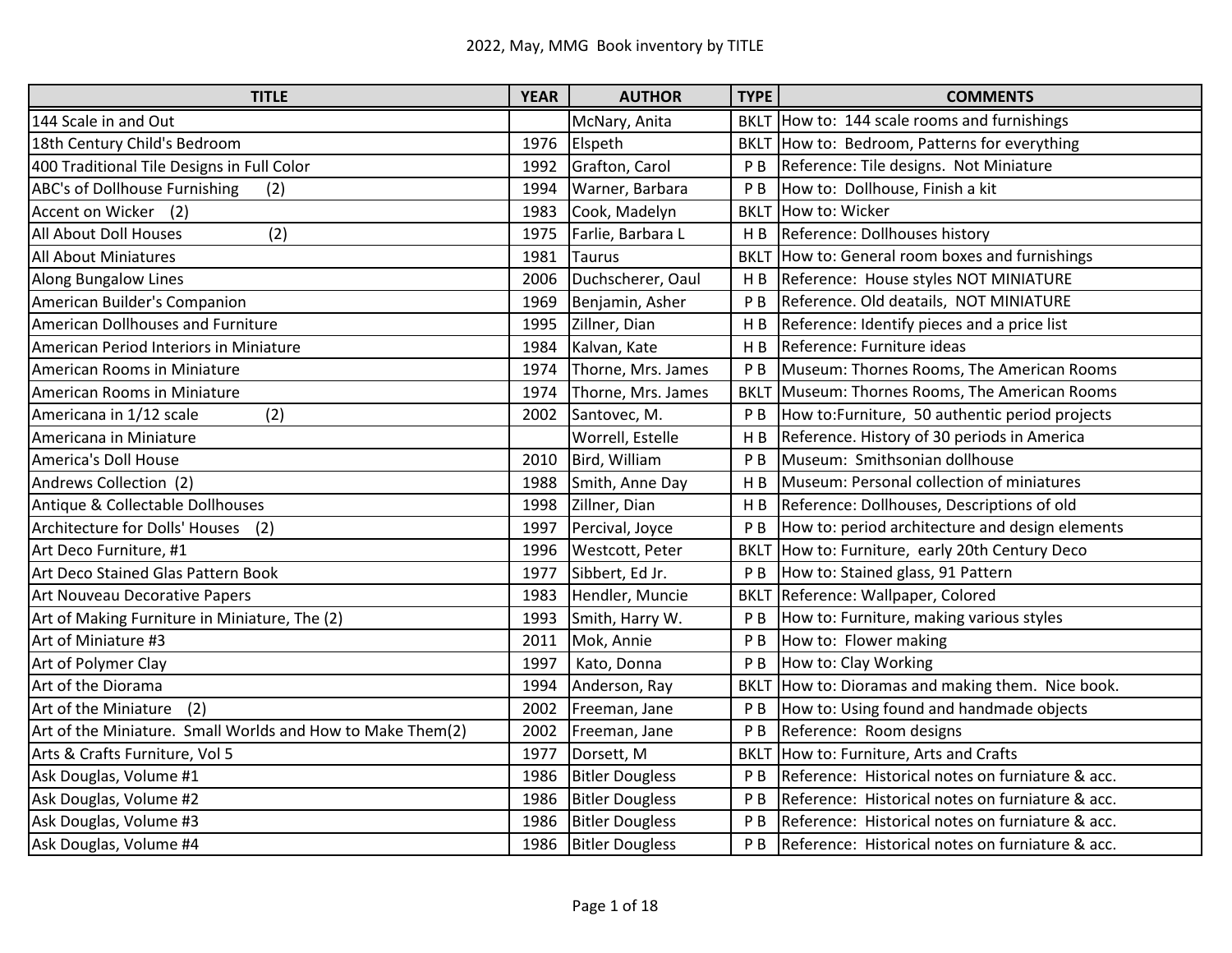# 2022, May, MMG Book inventory by TITLE

| TITLE | YEAR | AUTHOR | TYPE | COMMENTS |
|---|---|---|---|---|
| 144 Scale in and Out | | McNary, Anita | BKLT | How to: 144 scale rooms and furnishings |
| 18th Century Child's Bedroom | 1976 | Elspeth | BKLT | How to: Bedroom, Patterns for everything |
| 400 Traditional Tile Designs in Full Color | 1992 | Grafton, Carol | P B | Reference: Tile designs. Not Miniature |
| ABC's of Dollhouse Furnishing (2) | 1994 | Warner, Barbara | P B | How to: Dollhouse, Finish a kit |
| Accent on Wicker (2) | 1983 | Cook, Madelyn | BKLT | How to: Wicker |
| All About Doll Houses (2) | 1975 | Farlie, Barbara L | H B | Reference: Dollhouses history |
| All About Miniatures | 1981 | Taurus | BKLT | How to: General room boxes and furnishings |
| Along Bungalow Lines | 2006 | Duchscherer, Oaul | H B | Reference: House styles NOT MINIATURE |
| American Builder's Companion | 1969 | Benjamin, Asher | P B | Reference. Old deatails, NOT MINIATURE |
| American Dollhouses and Furniture | 1995 | Zillner, Dian | H B | Reference: Identify pieces and a price list |
| American Period Interiors in Miniature | 1984 | Kalvan, Kate | H B | Reference: Furniture ideas |
| American Rooms in Miniature | 1974 | Thorne, Mrs. James | P B | Museum: Thornes Rooms, The American Rooms |
| American Rooms in Miniature | 1974 | Thorne, Mrs. James | BKLT | Museum: Thornes Rooms, The American Rooms |
| Americana in 1/12 scale (2) | 2002 | Santovec, M. | P B | How to:Furniture, 50 authentic period projects |
| Americana in Miniature | | Worrell, Estelle | H B | Reference. History of 30 periods in America |
| America's Doll House | 2010 | Bird, William | P B | Museum: Smithsonian dollhouse |
| Andrews Collection (2) | 1988 | Smith, Anne Day | H B | Museum: Personal collection of miniatures |
| Antique & Collectable Dollhouses | 1998 | Zillner, Dian | H B | Reference: Dollhouses, Descriptions of old |
| Architecture for Dolls' Houses (2) | 1997 | Percival, Joyce | P B | How to: period architecture and design elements |
| Art Deco Furniture, #1 | 1996 | Westcott, Peter | BKLT | How to: Furniture, early 20th Century Deco |
| Art Deco Stained Glas Pattern Book | 1977 | Sibbert, Ed Jr. | P B | How to: Stained glass, 91 Pattern |
| Art Nouveau Decorative Papers | 1983 | Hendler, Muncie | BKLT | Reference: Wallpaper, Colored |
| Art of Making Furniture in Miniature, The (2) | 1993 | Smith, Harry W. | P B | How to: Furniture, making various styles |
| Art of Miniature #3 | 2011 | Mok, Annie | P B | How to: Flower making |
| Art of Polymer Clay | 1997 | Kato, Donna | P B | How to: Clay Working |
| Art of the Diorama | 1994 | Anderson, Ray | BKLT | How to: Dioramas and making them. Nice book. |
| Art of the Miniature (2) | 2002 | Freeman, Jane | P B | How to: Using found and handmade objects |
| Art of the Miniature. Small Worlds and How to Make Them(2) | 2002 | Freeman, Jane | P B | Reference: Room designs |
| Arts & Crafts Furniture, Vol 5 | 1977 | Dorsett, M | BKLT | How to: Furniture, Arts and Crafts |
| Ask Douglas, Volume #1 | 1986 | Bitler Dougless | P B | Reference: Historical notes on furniature & acc. |
| Ask Douglas, Volume #2 | 1986 | Bitler Dougless | P B | Reference: Historical notes on furniature & acc. |
| Ask Douglas, Volume #3 | 1986 | Bitler Dougless | P B | Reference: Historical notes on furniature & acc. |
| Ask Douglas, Volume #4 | 1986 | Bitler Dougless | P B | Reference: Historical notes on furniature & acc. |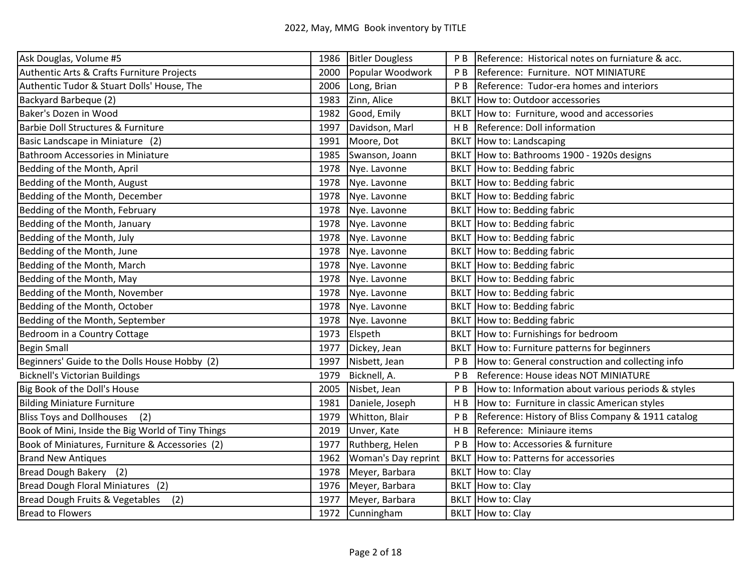| | | | | |
|---|---|---|---|---|
| Ask Douglas, Volume #5 | 1986 | Bitler Dougless | P B | Reference: Historical notes on furniature & acc. |
| Authentic Arts & Crafts Furniture Projects | 2000 | Popular Woodwork | P B | Reference: Furniture. NOT MINIATURE |
| Authentic Tudor & Stuart Dolls' House, The | 2006 | Long, Brian | P B | Reference: Tudor-era homes and interiors |
| Backyard Barbeque (2) | 1983 | Zinn, Alice | BKLT | How to: Outdoor accessories |
| Baker's Dozen in Wood | 1982 | Good, Emily | BKLT | How to: Furniture, wood and accessories |
| Barbie Doll Structures & Furniture | 1997 | Davidson, Marl | H B | Reference: Doll information |
| Basic Landscape in Miniature (2) | 1991 | Moore, Dot | BKLT | How to: Landscaping |
| Bathroom Accessories in Miniature | 1985 | Swanson, Joann | BKLT | How to: Bathrooms 1900 - 1920s designs |
| Bedding of the Month, April | 1978 | Nye. Lavonne | BKLT | How to: Bedding fabric |
| Bedding of the Month, August | 1978 | Nye. Lavonne | BKLT | How to: Bedding fabric |
| Bedding of the Month, December | 1978 | Nye. Lavonne | BKLT | How to: Bedding fabric |
| Bedding of the Month, February | 1978 | Nye. Lavonne | BKLT | How to: Bedding fabric |
| Bedding of the Month, January | 1978 | Nye. Lavonne | BKLT | How to: Bedding fabric |
| Bedding of the Month, July | 1978 | Nye. Lavonne | BKLT | How to: Bedding fabric |
| Bedding of the Month, June | 1978 | Nye. Lavonne | BKLT | How to: Bedding fabric |
| Bedding of the Month, March | 1978 | Nye. Lavonne | BKLT | How to: Bedding fabric |
| Bedding of the Month, May | 1978 | Nye. Lavonne | BKLT | How to: Bedding fabric |
| Bedding of the Month, November | 1978 | Nye. Lavonne | BKLT | How to: Bedding fabric |
| Bedding of the Month, October | 1978 | Nye. Lavonne | BKLT | How to: Bedding fabric |
| Bedding of the Month, September | 1978 | Nye. Lavonne | BKLT | How to: Bedding fabric |
| Bedroom in a Country Cottage | 1973 | Elspeth | BKLT | How to: Furnishings for bedroom |
| Begin Small | 1977 | Dickey, Jean | BKLT | How to: Furniture patterns for beginners |
| Beginners' Guide to the Dolls House Hobby (2) | 1997 | Nisbett, Jean | P B | How to: General construction and collecting info |
| Bicknell's Victorian Buildings | 1979 | Bicknell, A. | P B | Reference: House ideas NOT MINIATURE |
| Big Book of the Doll's House | 2005 | Nisbet, Jean | P B | How to: Information about various periods & styles |
| Bilding Miniature Furniture | 1981 | Daniele, Joseph | H B | How to: Furniture in classic American styles |
| Bliss Toys and Dollhouses (2) | 1979 | Whitton, Blair | P B | Reference: History of Bliss Company & 1911 catalog |
| Book of Mini, Inside the Big World of Tiny Things | 2019 | Unver, Kate | H B | Reference: Miniaure items |
| Book of Miniatures, Furniture & Accessories (2) | 1977 | Ruthberg, Helen | P B | How to: Accessories & furniture |
| Brand New Antiques | 1962 | Woman's Day reprint | BKLT | How to: Patterns for accessories |
| Bread Dough Bakery (2) | 1978 | Meyer, Barbara | BKLT | How to: Clay |
| Bread Dough Floral Miniatures (2) | 1976 | Meyer, Barbara | BKLT | How to: Clay |
| Bread Dough Fruits & Vegetables (2) | 1977 | Meyer, Barbara | BKLT | How to: Clay |
| Bread to Flowers | 1972 | Cunningham | BKLT | How to: Clay |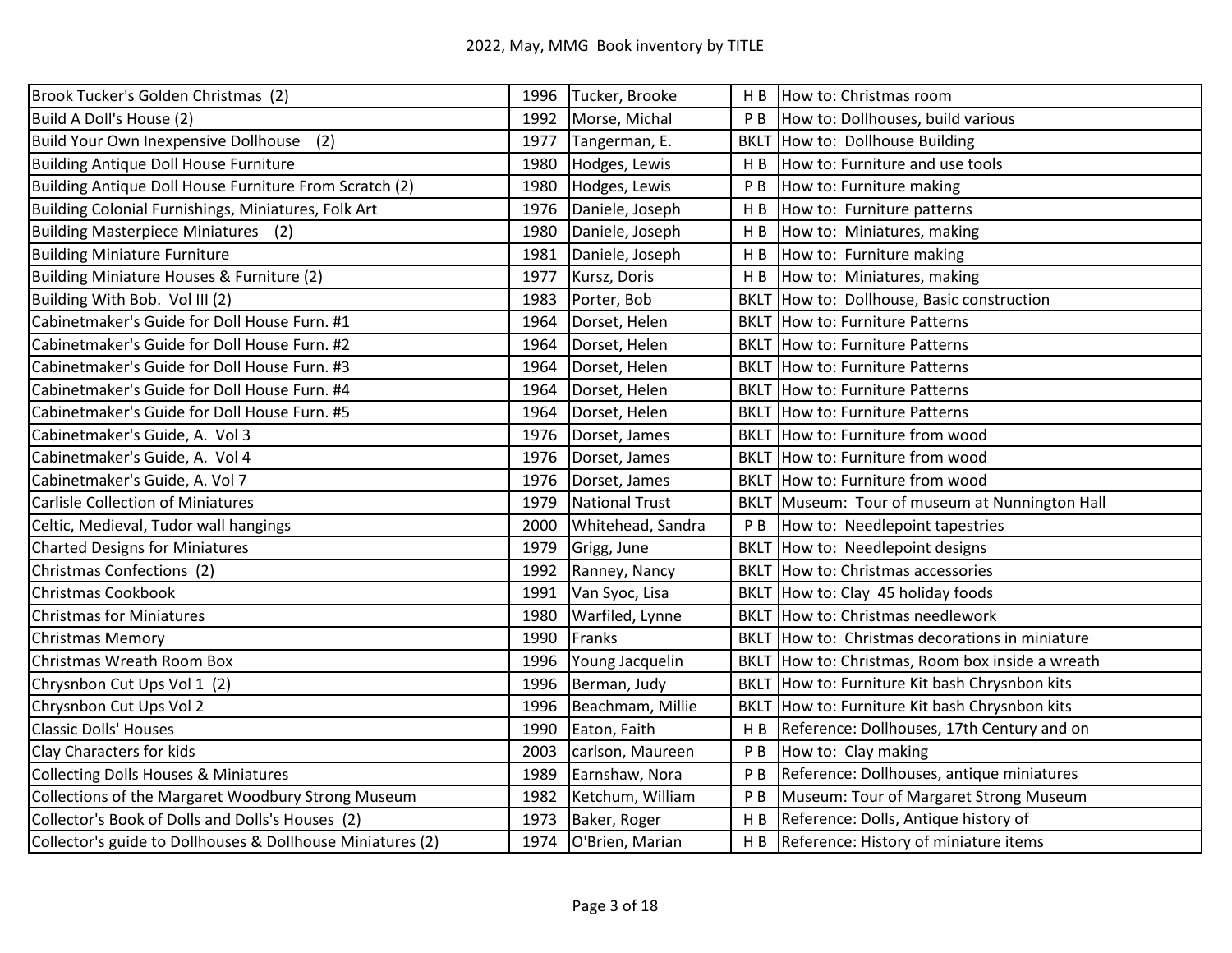# 2022, May, MMG Book inventory by TITLE

| Title | Year | Author | Type | Subject |
|---|---|---|---|---|
| Brook Tucker's Golden Christmas (2) | 1996 | Tucker, Brooke | H B | How to: Christmas room |
| Build A Doll's House (2) | 1992 | Morse, Michal | P B | How to: Dollhouses, build various |
| Build Your Own Inexpensive Dollhouse (2) | 1977 | Tangerman, E. | BKLT | How to: Dollhouse Building |
| Building Antique Doll House Furniture | 1980 | Hodges, Lewis | H B | How to: Furniture and use tools |
| Building Antique Doll House Furniture From Scratch (2) | 1980 | Hodges, Lewis | P B | How to: Furniture making |
| Building Colonial Furnishings, Miniatures, Folk Art | 1976 | Daniele, Joseph | H B | How to: Furniture patterns |
| Building Masterpiece Miniatures (2) | 1980 | Daniele, Joseph | H B | How to: Miniatures, making |
| Building Miniature Furniture | 1981 | Daniele, Joseph | H B | How to: Furniture making |
| Building Miniature Houses & Furniture (2) | 1977 | Kursz, Doris | H B | How to: Miniatures, making |
| Building With Bob. Vol III (2) | 1983 | Porter, Bob | BKLT | How to: Dollhouse, Basic construction |
| Cabinetmaker's Guide for Doll House Furn. #1 | 1964 | Dorset, Helen | BKLT | How to: Furniture Patterns |
| Cabinetmaker's Guide for Doll House Furn. #2 | 1964 | Dorset, Helen | BKLT | How to: Furniture Patterns |
| Cabinetmaker's Guide for Doll House Furn. #3 | 1964 | Dorset, Helen | BKLT | How to: Furniture Patterns |
| Cabinetmaker's Guide for Doll House Furn. #4 | 1964 | Dorset, Helen | BKLT | How to: Furniture Patterns |
| Cabinetmaker's Guide for Doll House Furn. #5 | 1964 | Dorset, Helen | BKLT | How to: Furniture Patterns |
| Cabinetmaker's Guide, A. Vol 3 | 1976 | Dorset, James | BKLT | How to: Furniture from wood |
| Cabinetmaker's Guide, A. Vol 4 | 1976 | Dorset, James | BKLT | How to: Furniture from wood |
| Cabinetmaker's Guide, A. Vol 7 | 1976 | Dorset, James | BKLT | How to: Furniture from wood |
| Carlisle Collection of Miniatures | 1979 | National Trust | BKLT | Museum: Tour of museum at Nunnington Hall |
| Celtic, Medieval, Tudor wall hangings | 2000 | Whitehead, Sandra | P B | How to: Needlepoint tapestries |
| Charted Designs for Miniatures | 1979 | Grigg, June | BKLT | How to: Needlepoint designs |
| Christmas Confections (2) | 1992 | Ranney, Nancy | BKLT | How to: Christmas accessories |
| Christmas Cookbook | 1991 | Van Syoc, Lisa | BKLT | How to: Clay 45 holiday foods |
| Christmas for Miniatures | 1980 | Warfiled, Lynne | BKLT | How to: Christmas needlework |
| Christmas Memory | 1990 | Franks | BKLT | How to: Christmas decorations in miniature |
| Christmas Wreath Room Box | 1996 | Young Jacquelin | BKLT | How to: Christmas, Room box inside a wreath |
| Chrysnbon Cut Ups Vol 1 (2) | 1996 | Berman, Judy | BKLT | How to: Furniture Kit bash Chrysnbon kits |
| Chrysnbon Cut Ups Vol 2 | 1996 | Beachmam, Millie | BKLT | How to: Furniture Kit bash Chrysnbon kits |
| Classic Dolls' Houses | 1990 | Eaton, Faith | H B | Reference: Dollhouses, 17th Century and on |
| Clay Characters for kids | 2003 | carlson, Maureen | P B | How to: Clay making |
| Collecting Dolls Houses & Miniatures | 1989 | Earnshaw, Nora | P B | Reference: Dollhouses, antique miniatures |
| Collections of the Margaret Woodbury Strong Museum | 1982 | Ketchum, William | P B | Museum: Tour of Margaret Strong Museum |
| Collector's Book of Dolls and Dolls's Houses (2) | 1973 | Baker, Roger | H B | Reference: Dolls, Antique history of |
| Collector's guide to Dollhouses & Dollhouse Miniatures (2) | 1974 | O'Brien, Marian | H B | Reference: History of miniature items |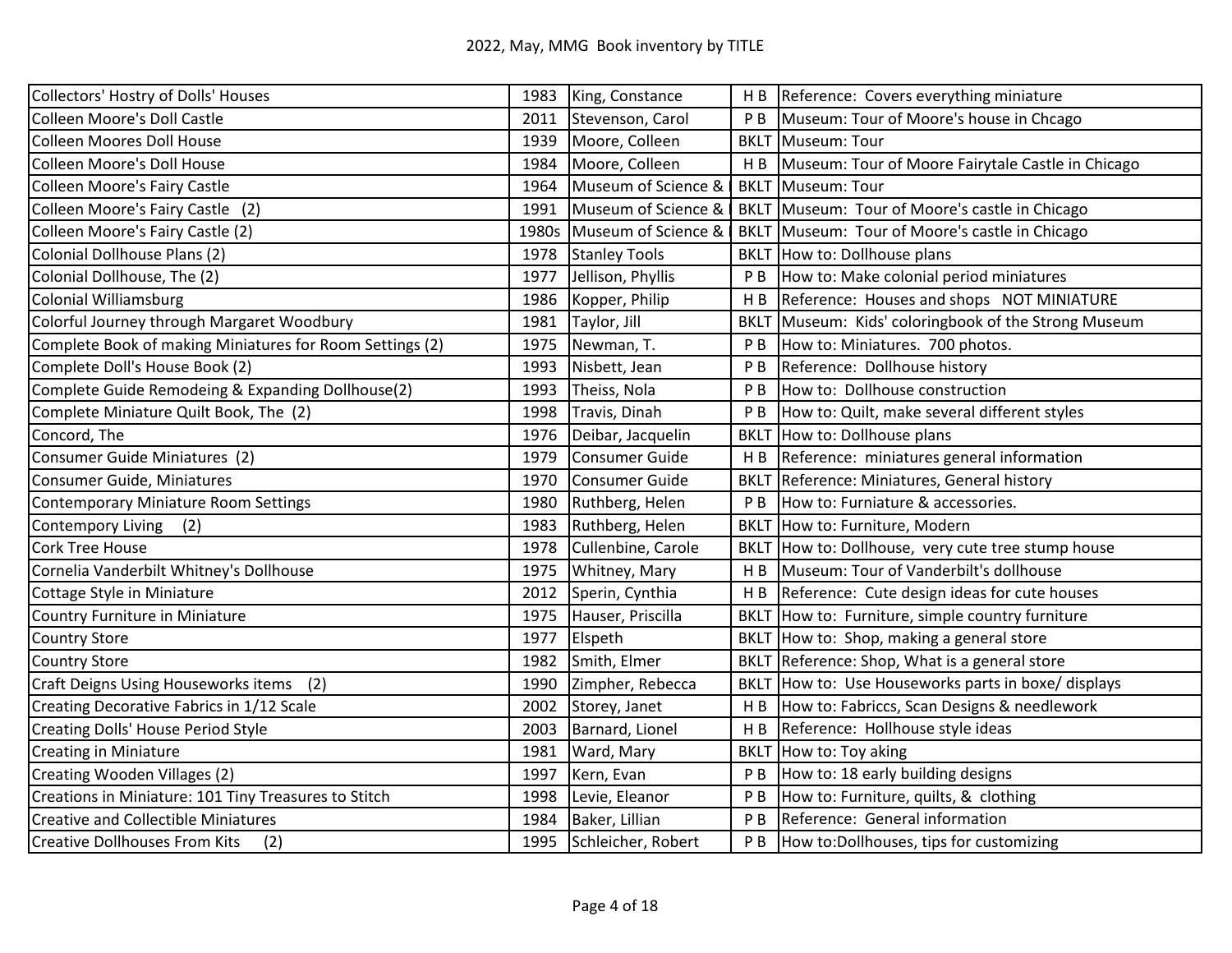# 2022, May, MMG Book inventory by TITLE

| Title | Year | Author | Type | Description |
|---|---|---|---|---|
| Collectors' Hostry of Dolls' Houses | 1983 | King, Constance | H B | Reference: Covers everything miniature |
| Colleen Moore's Doll Castle | 2011 | Stevenson, Carol | P B | Museum: Tour of Moore's house in Chcago |
| Colleen Moores Doll House | 1939 | Moore, Colleen | BKLT | Museum: Tour |
| Colleen Moore's Doll House | 1984 | Moore, Colleen | H B | Museum: Tour of Moore Fairytale Castle in Chicago |
| Colleen Moore's Fairy Castle | 1964 | Museum of Science & | BKLT | Museum: Tour |
| Colleen Moore's Fairy Castle (2) | 1991 | Museum of Science & | BKLT | Museum: Tour of Moore's castle in Chicago |
| Colleen Moore's Fairy Castle (2) | 1980s | Museum of Science & | BKLT | Museum: Tour of Moore's castle in Chicago |
| Colonial Dollhouse Plans (2) | 1978 | Stanley Tools | BKLT | How to: Dollhouse plans |
| Colonial Dollhouse, The (2) | 1977 | Jellison, Phyllis | P B | How to: Make colonial period miniatures |
| Colonial Williamsburg | 1986 | Kopper, Philip | H B | Reference: Houses and shops NOT MINIATURE |
| Colorful Journey through Margaret Woodbury | 1981 | Taylor, Jill | BKLT | Museum: Kids' coloringbook of the Strong Museum |
| Complete Book of making Miniatures for Room Settings (2) | 1975 | Newman, T. | P B | How to: Miniatures. 700 photos. |
| Complete Doll's House Book (2) | 1993 | Nisbett, Jean | P B | Reference: Dollhouse history |
| Complete Guide Remodeing & Expanding Dollhouse(2) | 1993 | Theiss, Nola | P B | How to: Dollhouse construction |
| Complete Miniature Quilt Book, The (2) | 1998 | Travis, Dinah | P B | How to: Quilt, make several different styles |
| Concord, The | 1976 | Deibar, Jacquelin | BKLT | How to: Dollhouse plans |
| Consumer Guide Miniatures (2) | 1979 | Consumer Guide | H B | Reference: miniatures general information |
| Consumer Guide, Miniatures | 1970 | Consumer Guide | BKLT | Reference: Miniatures, General history |
| Contemporary Miniature Room Settings | 1980 | Ruthberg, Helen | P B | How to: Furniature & accessories. |
| Contempory Living (2) | 1983 | Ruthberg, Helen | BKLT | How to: Furniture, Modern |
| Cork Tree House | 1978 | Cullenbine, Carole | BKLT | How to: Dollhouse, very cute tree stump house |
| Cornelia Vanderbilt Whitney's Dollhouse | 1975 | Whitney, Mary | H B | Museum: Tour of Vanderbilt's dollhouse |
| Cottage Style in Miniature | 2012 | Sperin, Cynthia | H B | Reference: Cute design ideas for cute houses |
| Country Furniture in Miniature | 1975 | Hauser, Priscilla | BKLT | How to: Furniture, simple country furniture |
| Country Store | 1977 | Elspeth | BKLT | How to: Shop, making a general store |
| Country Store | 1982 | Smith, Elmer | BKLT | Reference: Shop, What is a general store |
| Craft Deigns Using Houseworks items (2) | 1990 | Zimpher, Rebecca | BKLT | How to: Use Houseworks parts in boxe/ displays |
| Creating Decorative Fabrics in 1/12 Scale | 2002 | Storey, Janet | H B | How to: Fabriccs, Scan Designs & needlework |
| Creating Dolls' House Period Style | 2003 | Barnard, Lionel | H B | Reference: Hollhouse style ideas |
| Creating in Miniature | 1981 | Ward, Mary | BKLT | How to: Toy aking |
| Creating Wooden Villages (2) | 1997 | Kern, Evan | P B | How to: 18 early building designs |
| Creations in Miniature: 101 Tiny Treasures to Stitch | 1998 | Levie, Eleanor | P B | How to: Furniture, quilts, & clothing |
| Creative and Collectible Miniatures | 1984 | Baker, Lillian | P B | Reference: General information |
| Creative Dollhouses From Kits (2) | 1995 | Schleicher, Robert | P B | How to:Dollhouses, tips for customizing |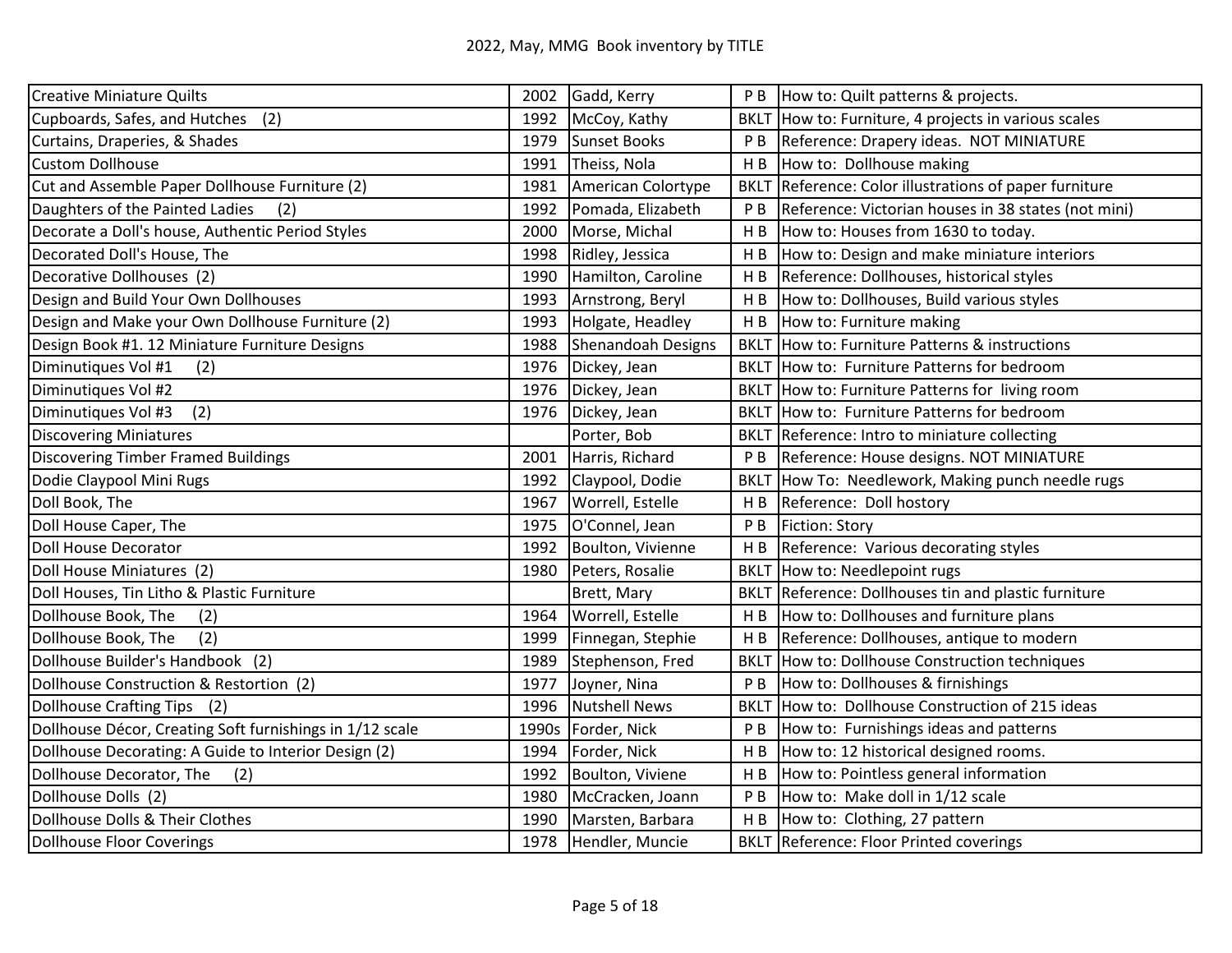# 2022, May, MMG Book inventory by TITLE

| Title | Year | Author | Type | Description |
|---|---|---|---|---|
| Creative Miniature Quilts | 2002 | Gadd, Kerry | P B | How to: Quilt patterns & projects. |
| Cupboards, Safes, and Hutches (2) | 1992 | McCoy, Kathy | BKLT | How to: Furniture, 4 projects in various scales |
| Curtains, Draperies, & Shades | 1979 | Sunset Books | P B | Reference: Drapery ideas. NOT MINIATURE |
| Custom Dollhouse | 1991 | Theiss, Nola | H B | How to: Dollhouse making |
| Cut and Assemble Paper Dollhouse Furniture (2) | 1981 | American Colortype | BKLT | Reference: Color illustrations of paper furniture |
| Daughters of the Painted Ladies (2) | 1992 | Pomada, Elizabeth | P B | Reference: Victorian houses in 38 states (not mini) |
| Decorate a Doll's house, Authentic Period Styles | 2000 | Morse, Michal | H B | How to: Houses from 1630 to today. |
| Decorated Doll's House, The | 1998 | Ridley, Jessica | H B | How to: Design and make miniature interiors |
| Decorative Dollhouses (2) | 1990 | Hamilton, Caroline | H B | Reference: Dollhouses, historical styles |
| Design and Build Your Own Dollhouses | 1993 | Arnstrong, Beryl | H B | How to: Dollhouses, Build various styles |
| Design and Make your Own Dollhouse Furniture (2) | 1993 | Holgate, Headley | H B | How to: Furniture making |
| Design Book #1. 12 Miniature Furniture Designs | 1988 | Shenandoah Designs | BKLT | How to: Furniture Patterns & instructions |
| Diminutiques Vol #1 (2) | 1976 | Dickey, Jean | BKLT | How to: Furniture Patterns for bedroom |
| Diminutiques Vol #2 | 1976 | Dickey, Jean | BKLT | How to: Furniture Patterns for living room |
| Diminutiques Vol #3 (2) | 1976 | Dickey, Jean | BKLT | How to: Furniture Patterns for bedroom |
| Discovering Miniatures | | Porter, Bob | BKLT | Reference: Intro to miniature collecting |
| Discovering Timber Framed Buildings | 2001 | Harris, Richard | P B | Reference: House designs. NOT MINIATURE |
| Dodie Claypool Mini Rugs | 1992 | Claypool, Dodie | BKLT | How To: Needlework, Making punch needle rugs |
| Doll Book, The | 1967 | Worrell, Estelle | H B | Reference: Doll hostory |
| Doll House Caper, The | 1975 | O'Connel, Jean | P B | Fiction: Story |
| Doll House Decorator | 1992 | Boulton, Vivienne | H B | Reference: Various decorating styles |
| Doll House Miniatures (2) | 1980 | Peters, Rosalie | BKLT | How to: Needlepoint rugs |
| Doll Houses, Tin Litho & Plastic Furniture | | Brett, Mary | BKLT | Reference: Dollhouses tin and plastic furniture |
| Dollhouse Book, The (2) | 1964 | Worrell, Estelle | H B | How to: Dollhouses and furniture plans |
| Dollhouse Book, The (2) | 1999 | Finnegan, Stephie | H B | Reference: Dollhouses, antique to modern |
| Dollhouse Builder's Handbook (2) | 1989 | Stephenson, Fred | BKLT | How to: Dollhouse Construction techniques |
| Dollhouse Construction & Restortion (2) | 1977 | Joyner, Nina | P B | How to: Dollhouses & firnishings |
| Dollhouse Crafting Tips (2) | 1996 | Nutshell News | BKLT | How to: Dollhouse Construction of 215 ideas |
| Dollhouse Décor, Creating Soft furnishings in 1/12 scale | 1990s | Forder, Nick | P B | How to: Furnishings ideas and patterns |
| Dollhouse Decorating: A Guide to Interior Design (2) | 1994 | Forder, Nick | H B | How to: 12 historical designed rooms. |
| Dollhouse Decorator, The (2) | 1992 | Boulton, Viviene | H B | How to: Pointless general information |
| Dollhouse Dolls (2) | 1980 | McCracken, Joann | P B | How to: Make doll in 1/12 scale |
| Dollhouse Dolls & Their Clothes | 1990 | Marsten, Barbara | H B | How to: Clothing, 27 pattern |
| Dollhouse Floor Coverings | 1978 | Hendler, Muncie | BKLT | Reference: Floor Printed coverings |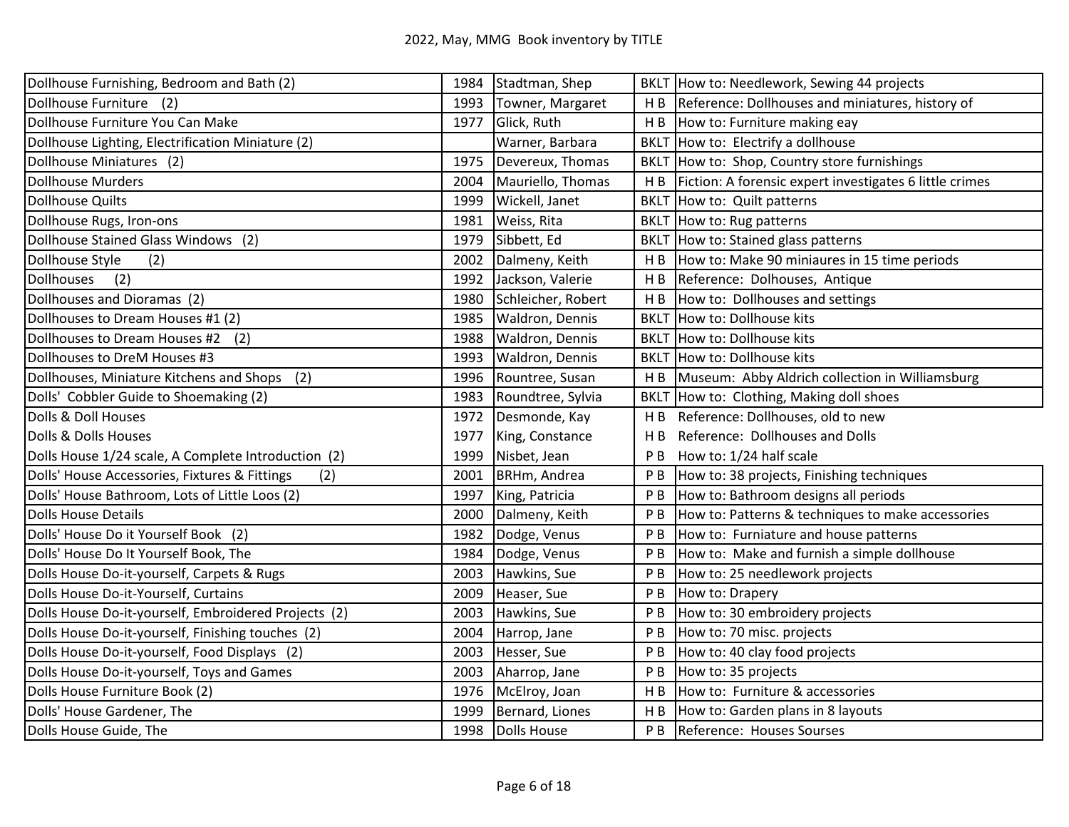| Dollhouse Furnishing, Bedroom and Bath (2) | 1984 | Stadtman, Shep | BKLT | How to: Needlework, Sewing 44 projects |
|---|---|---|---|---|
| Dollhouse Furniture (2) | 1993 | Towner, Margaret | H B | Reference: Dollhouses and miniatures, history of |
| Dollhouse Furniture You Can Make | 1977 | Glick, Ruth | H B | How to: Furniture making eay |
| Dollhouse Lighting, Electrification Miniature (2) | | Warner, Barbara | BKLT | How to: Electrify a dollhouse |
| Dollhouse Miniatures (2) | 1975 | Devereux, Thomas | BKLT | How to: Shop, Country store furnishings |
| Dollhouse Murders | 2004 | Mauriello, Thomas | H B | Fiction: A forensic expert investigates 6 little crimes |
| Dollhouse Quilts | 1999 | Wickell, Janet | BKLT | How to: Quilt patterns |
| Dollhouse Rugs, Iron-ons | 1981 | Weiss, Rita | BKLT | How to: Rug patterns |
| Dollhouse Stained Glass Windows (2) | 1979 | Sibbett, Ed | BKLT | How to: Stained glass patterns |
| Dollhouse Style (2) | 2002 | Dalmeny, Keith | H B | How to: Make 90 miniaures in 15 time periods |
| Dollhouses (2) | 1992 | Jackson, Valerie | H B | Reference: Dolhouses, Antique |
| Dollhouses and Dioramas (2) | 1980 | Schleicher, Robert | H B | How to: Dollhouses and settings |
| Dollhouses to Dream Houses #1 (2) | 1985 | Waldron, Dennis | BKLT | How to: Dollhouse kits |
| Dollhouses to Dream Houses #2 (2) | 1988 | Waldron, Dennis | BKLT | How to: Dollhouse kits |
| Dollhouses to DreM Houses #3 | 1993 | Waldron, Dennis | BKLT | How to: Dollhouse kits |
| Dollhouses, Miniature Kitchens and Shops (2) | 1996 | Rountree, Susan | H B | Museum: Abby Aldrich collection in Williamsburg |
| Dolls' Cobbler Guide to Shoemaking (2) | 1983 | Roundtree, Sylvia | BKLT | How to: Clothing, Making doll shoes |
| Dolls & Doll Houses | 1972 | Desmonde, Kay | H B | Reference: Dollhouses, old to new |
| Dolls & Dolls Houses | 1977 | King, Constance | H B | Reference: Dollhouses and Dolls |
| Dolls House 1/24 scale, A Complete Introduction (2) | 1999 | Nisbet, Jean | P B | How to: 1/24 half scale |
| Dolls' House Accessories, Fixtures & Fittings (2) | 2001 | BRHm, Andrea | P B | How to: 38 projects, Finishing techniques |
| Dolls' House Bathroom, Lots of Little Loos (2) | 1997 | King, Patricia | P B | How to: Bathroom designs all periods |
| Dolls House Details | 2000 | Dalmeny, Keith | P B | How to: Patterns & techniques to make accessories |
| Dolls' House Do it Yourself Book (2) | 1982 | Dodge, Venus | P B | How to: Furniature and house patterns |
| Dolls' House Do It Yourself Book, The | 1984 | Dodge, Venus | P B | How to: Make and furnish a simple dollhouse |
| Dolls House Do-it-yourself, Carpets & Rugs | 2003 | Hawkins, Sue | P B | How to: 25 needlework projects |
| Dolls House Do-it-Yourself, Curtains | 2009 | Heaser, Sue | P B | How to: Drapery |
| Dolls House Do-it-yourself, Embroidered Projects (2) | 2003 | Hawkins, Sue | P B | How to: 30 embroidery projects |
| Dolls House Do-it-yourself, Finishing touches (2) | 2004 | Harrop, Jane | P B | How to: 70 misc. projects |
| Dolls House Do-it-yourself, Food Displays (2) | 2003 | Hesser, Sue | P B | How to: 40 clay food projects |
| Dolls House Do-it-yourself, Toys and Games | 2003 | Aharrop, Jane | P B | How to: 35 projects |
| Dolls House Furniture Book (2) | 1976 | McElroy, Joan | H B | How to: Furniture & accessories |
| Dolls' House Gardener, The | 1999 | Bernard, Liones | H B | How to: Garden plans in 8 layouts |
| Dolls House Guide, The | 1998 | Dolls House | P B | Reference: Houses Sourses |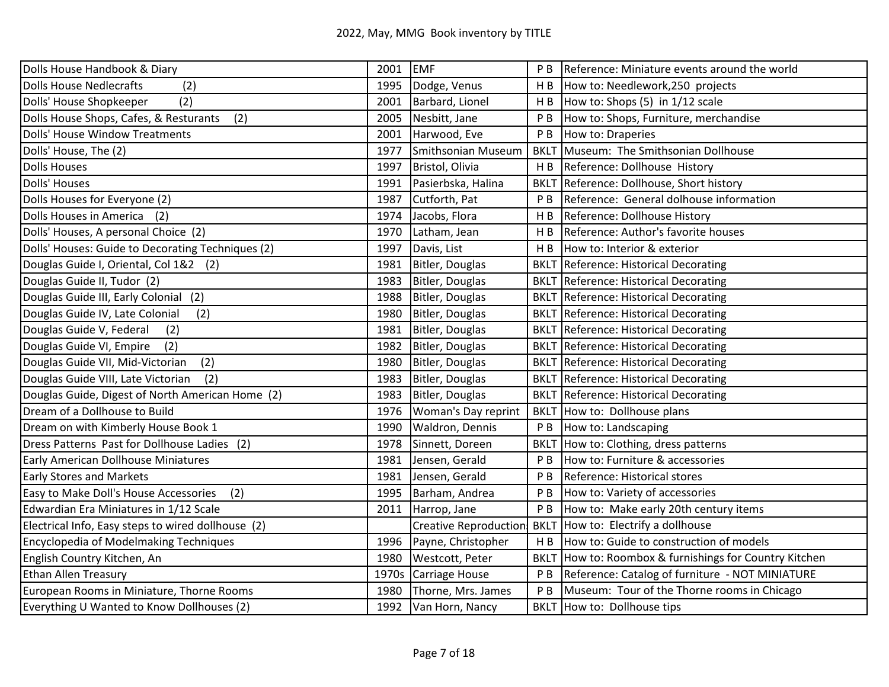# 2022, May, MMG Book inventory by TITLE

| | | | | |
|---|---|---|---|---|
| Dolls House Handbook & Diary | 2001 | EMF | P B | Reference: Miniature events around the world |
| Dolls House Nedlecrafts (2) | 1995 | Dodge, Venus | H B | How to: Needlework,250 projects |
| Dolls' House Shopkeeper (2) | 2001 | Barbard, Lionel | H B | How to: Shops (5) in 1/12 scale |
| Dolls House Shops, Cafes, & Resturants (2) | 2005 | Nesbitt, Jane | P B | How to: Shops, Furniture, merchandise |
| Dolls' House Window Treatments | 2001 | Harwood, Eve | P B | How to: Draperies |
| Dolls' House, The (2) | 1977 | Smithsonian Museum | BKLT | Museum: The Smithsonian Dollhouse |
| Dolls Houses | 1997 | Bristol, Olivia | H B | Reference: Dollhouse History |
| Dolls' Houses | 1991 | Pasierbska, Halina | BKLT | Reference: Dollhouse, Short history |
| Dolls Houses for Everyone (2) | 1987 | Cutforth, Pat | P B | Reference: General dolhouse information |
| Dolls Houses in America (2) | 1974 | Jacobs, Flora | H B | Reference: Dollhouse History |
| Dolls' Houses, A personal Choice (2) | 1970 | Latham, Jean | H B | Reference: Author's favorite houses |
| Dolls' Houses: Guide to Decorating Techniques (2) | 1997 | Davis, List | H B | How to: Interior & exterior |
| Douglas Guide I, Oriental, Col 1&2 (2) | 1981 | Bitler, Douglas | BKLT | Reference: Historical Decorating |
| Douglas Guide II, Tudor (2) | 1983 | Bitler, Douglas | BKLT | Reference: Historical Decorating |
| Douglas Guide III, Early Colonial (2) | 1988 | Bitler, Douglas | BKLT | Reference: Historical Decorating |
| Douglas Guide IV, Late Colonial (2) | 1980 | Bitler, Douglas | BKLT | Reference: Historical Decorating |
| Douglas Guide V, Federal (2) | 1981 | Bitler, Douglas | BKLT | Reference: Historical Decorating |
| Douglas Guide VI, Empire (2) | 1982 | Bitler, Douglas | BKLT | Reference: Historical Decorating |
| Douglas Guide VII, Mid-Victorian (2) | 1980 | Bitler, Douglas | BKLT | Reference: Historical Decorating |
| Douglas Guide VIII, Late Victorian (2) | 1983 | Bitler, Douglas | BKLT | Reference: Historical Decorating |
| Douglas Guide, Digest of North American Home (2) | 1983 | Bitler, Douglas | BKLT | Reference: Historical Decorating |
| Dream of a Dollhouse to Build | 1976 | Woman's Day reprint | BKLT | How to: Dollhouse plans |
| Dream on with Kimberly House Book 1 | 1990 | Waldron, Dennis | P B | How to: Landscaping |
| Dress Patterns Past for Dollhouse Ladies (2) | 1978 | Sinnett, Doreen | BKLT | How to: Clothing, dress patterns |
| Early American Dollhouse Miniatures | 1981 | Jensen, Gerald | P B | How to: Furniture & accessories |
| Early Stores and Markets | 1981 | Jensen, Gerald | P B | Reference: Historical stores |
| Easy to Make Doll's House Accessories (2) | 1995 | Barham, Andrea | P B | How to: Variety of accessories |
| Edwardian Era Miniatures in 1/12 Scale | 2011 | Harrop, Jane | P B | How to: Make early 20th century items |
| Electrical Info, Easy steps to wired dollhouse (2) | | Creative Reproduction | BKLT | How to: Electrify a dollhouse |
| Encyclopedia of Modelmaking Techniques | 1996 | Payne, Christopher | H B | How to: Guide to construction of models |
| English Country Kitchen, An | 1980 | Westcott, Peter | BKLT | How to: Roombox & furnishings for Country Kitchen |
| Ethan Allen Treasury | 1970s | Carriage House | P B | Reference: Catalog of furniture - NOT MINIATURE |
| European Rooms in Miniature, Thorne Rooms | 1980 | Thorne, Mrs. James | P B | Museum: Tour of the Thorne rooms in Chicago |
| Everything U Wanted to Know Dollhouses (2) | 1992 | Van Horn, Nancy | BKLT | How to: Dollhouse tips |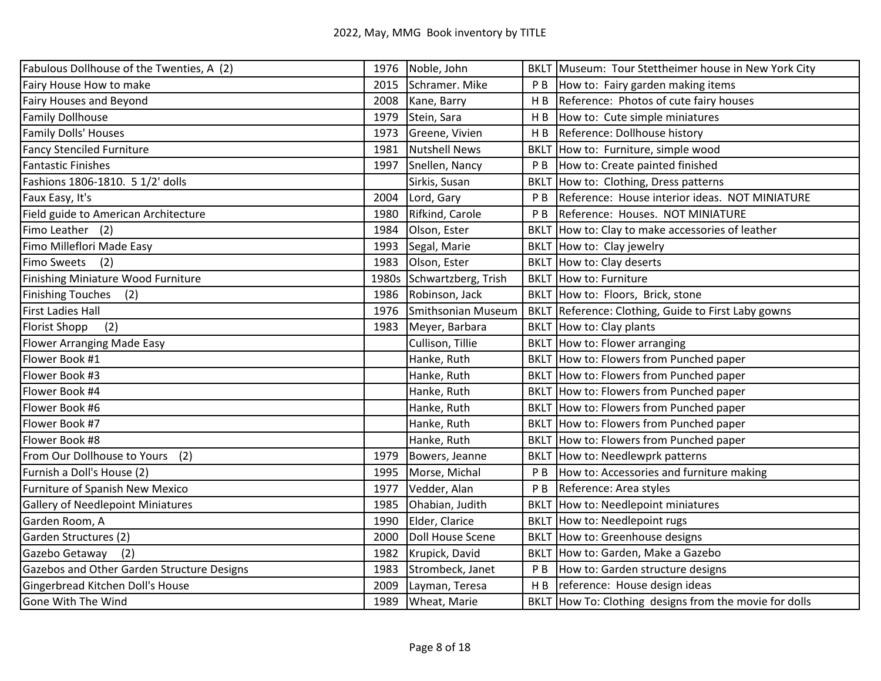| | | | | |
|---|---|---|---|---|
| Fabulous Dollhouse of the Twenties, A (2) | 1976 | Noble, John | BKLT | Museum: Tour Stettheimer house in New York City |
| Fairy House How to make | 2015 | Schramer. Mike | P B | How to: Fairy garden making items |
| Fairy Houses and Beyond | 2008 | Kane, Barry | H B | Reference: Photos of cute fairy houses |
| Family Dollhouse | 1979 | Stein, Sara | H B | How to: Cute simple miniatures |
| Family Dolls' Houses | 1973 | Greene, Vivien | H B | Reference: Dollhouse history |
| Fancy Stenciled Furniture | 1981 | Nutshell News | BKLT | How to: Furniture, simple wood |
| Fantastic Finishes | 1997 | Snellen, Nancy | P B | How to: Create painted finished |
| Fashions 1806-1810. 5 1/2' dolls | | Sirkis, Susan | BKLT | How to: Clothing, Dress patterns |
| Faux Easy, It's | 2004 | Lord, Gary | P B | Reference: House interior ideas. NOT MINIATURE |
| Field guide to American Architecture | 1980 | Rifkind, Carole | P B | Reference: Houses. NOT MINIATURE |
| Fimo Leather (2) | 1984 | Olson, Ester | BKLT | How to: Clay to make accessories of leather |
| Fimo Milleflori Made Easy | 1993 | Segal, Marie | BKLT | How to: Clay jewelry |
| Fimo Sweets (2) | 1983 | Olson, Ester | BKLT | How to: Clay deserts |
| Finishing Miniature Wood Furniture | 1980s | Schwartzberg, Trish | BKLT | How to: Furniture |
| Finishing Touches (2) | 1986 | Robinson, Jack | BKLT | How to: Floors, Brick, stone |
| First Ladies Hall | 1976 | Smithsonian Museum | BKLT | Reference: Clothing, Guide to First Laby gowns |
| Florist Shopp (2) | 1983 | Meyer, Barbara | BKLT | How to: Clay plants |
| Flower Arranging Made Easy | | Cullison, Tillie | BKLT | How to: Flower arranging |
| Flower Book #1 | | Hanke, Ruth | BKLT | How to: Flowers from Punched paper |
| Flower Book #3 | | Hanke, Ruth | BKLT | How to: Flowers from Punched paper |
| Flower Book #4 | | Hanke, Ruth | BKLT | How to: Flowers from Punched paper |
| Flower Book #6 | | Hanke, Ruth | BKLT | How to: Flowers from Punched paper |
| Flower Book #7 | | Hanke, Ruth | BKLT | How to: Flowers from Punched paper |
| Flower Book #8 | | Hanke, Ruth | BKLT | How to: Flowers from Punched paper |
| From Our Dollhouse to Yours (2) | 1979 | Bowers, Jeanne | BKLT | How to: Needlewprk patterns |
| Furnish a Doll's House (2) | 1995 | Morse, Michal | P B | How to: Accessories and furniture making |
| Furniture of Spanish New Mexico | 1977 | Vedder, Alan | P B | Reference: Area styles |
| Gallery of Needlepoint Miniatures | 1985 | Ohabian, Judith | BKLT | How to: Needlepoint miniatures |
| Garden Room, A | 1990 | Elder, Clarice | BKLT | How to: Needlepoint rugs |
| Garden Structures (2) | 2000 | Doll House Scene | BKLT | How to: Greenhouse designs |
| Gazebo Getaway (2) | 1982 | Krupick, David | BKLT | How to: Garden, Make a Gazebo |
| Gazebos and Other Garden Structure Designs | 1983 | Strombeck, Janet | P B | How to: Garden structure designs |
| Gingerbread Kitchen Doll's House | 2009 | Layman, Teresa | H B | reference: House design ideas |
| Gone With The Wind | 1989 | Wheat, Marie | BKLT | How To: Clothing designs from the movie for dolls |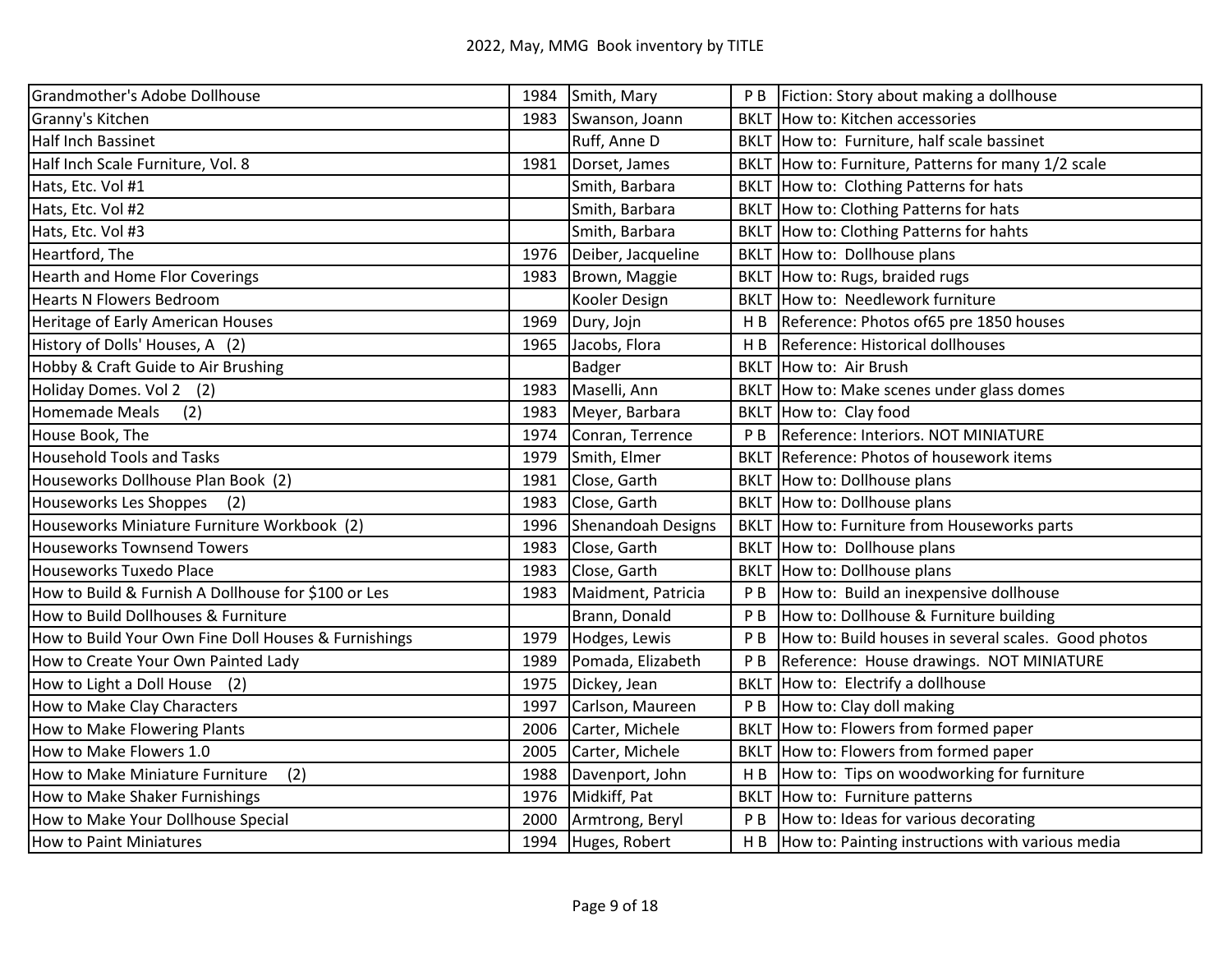2022, May, MMG Book inventory by TITLE

| Title | Year | Author | Type | Description |
|---|---|---|---|---|
| Grandmother's Adobe Dollhouse | 1984 | Smith, Mary | P B | Fiction: Story about making a dollhouse |
| Granny's Kitchen | 1983 | Swanson, Joann | BKLT | How to: Kitchen accessories |
| Half Inch Bassinet | | Ruff, Anne D | BKLT | How to: Furniture, half scale bassinet |
| Half Inch Scale Furniture, Vol. 8 | 1981 | Dorset, James | BKLT | How to: Furniture, Patterns for many 1/2 scale |
| Hats, Etc. Vol #1 | | Smith, Barbara | BKLT | How to: Clothing Patterns for hats |
| Hats, Etc. Vol #2 | | Smith, Barbara | BKLT | How to: Clothing Patterns for hats |
| Hats, Etc. Vol #3 | | Smith, Barbara | BKLT | How to: Clothing Patterns for hahts |
| Heartford, The | 1976 | Deiber, Jacqueline | BKLT | How to: Dollhouse plans |
| Hearth and Home Flor Coverings | 1983 | Brown, Maggie | BKLT | How to: Rugs, braided rugs |
| Hearts N Flowers Bedroom | | Kooler Design | BKLT | How to: Needlework furniture |
| Heritage of Early American Houses | 1969 | Dury, Jojn | H B | Reference: Photos of65 pre 1850 houses |
| History of Dolls' Houses, A (2) | 1965 | Jacobs, Flora | H B | Reference: Historical dollhouses |
| Hobby & Craft Guide to Air Brushing | | Badger | BKLT | How to: Air Brush |
| Holiday Domes. Vol 2 (2) | 1983 | Maselli, Ann | BKLT | How to: Make scenes under glass domes |
| Homemade Meals (2) | 1983 | Meyer, Barbara | BKLT | How to: Clay food |
| House Book, The | 1974 | Conran, Terrence | P B | Reference: Interiors. NOT MINIATURE |
| Household Tools and Tasks | 1979 | Smith, Elmer | BKLT | Reference: Photos of housework items |
| Houseworks Dollhouse Plan Book (2) | 1981 | Close, Garth | BKLT | How to: Dollhouse plans |
| Houseworks Les Shoppes (2) | 1983 | Close, Garth | BKLT | How to: Dollhouse plans |
| Houseworks Miniature Furniture Workbook (2) | 1996 | Shenandoah Designs | BKLT | How to: Furniture from Houseworks parts |
| Houseworks Townsend Towers | 1983 | Close, Garth | BKLT | How to: Dollhouse plans |
| Houseworks Tuxedo Place | 1983 | Close, Garth | BKLT | How to: Dollhouse plans |
| How to Build & Furnish A Dollhouse for $100 or Les | 1983 | Maidment, Patricia | P B | How to: Build an inexpensive dollhouse |
| How to Build Dollhouses & Furniture | | Brann, Donald | P B | How to: Dollhouse & Furniture building |
| How to Build Your Own Fine Doll Houses & Furnishings | 1979 | Hodges, Lewis | P B | How to: Build houses in several scales. Good photos |
| How to Create Your Own Painted Lady | 1989 | Pomada, Elizabeth | P B | Reference: House drawings. NOT MINIATURE |
| How to Light a Doll House (2) | 1975 | Dickey, Jean | BKLT | How to: Electrify a dollhouse |
| How to Make Clay Characters | 1997 | Carlson, Maureen | P B | How to: Clay doll making |
| How to Make Flowering Plants | 2006 | Carter, Michele | BKLT | How to: Flowers from formed paper |
| How to Make Flowers 1.0 | 2005 | Carter, Michele | BKLT | How to: Flowers from formed paper |
| How to Make Miniature Furniture (2) | 1988 | Davenport, John | H B | How to: Tips on woodworking for furniture |
| How to Make Shaker Furnishings | 1976 | Midkiff, Pat | BKLT | How to: Furniture patterns |
| How to Make Your Dollhouse Special | 2000 | Armtrong, Beryl | P B | How to: Ideas for various decorating |
| How to Paint Miniatures | 1994 | Huges, Robert | H B | How to: Painting instructions with various media |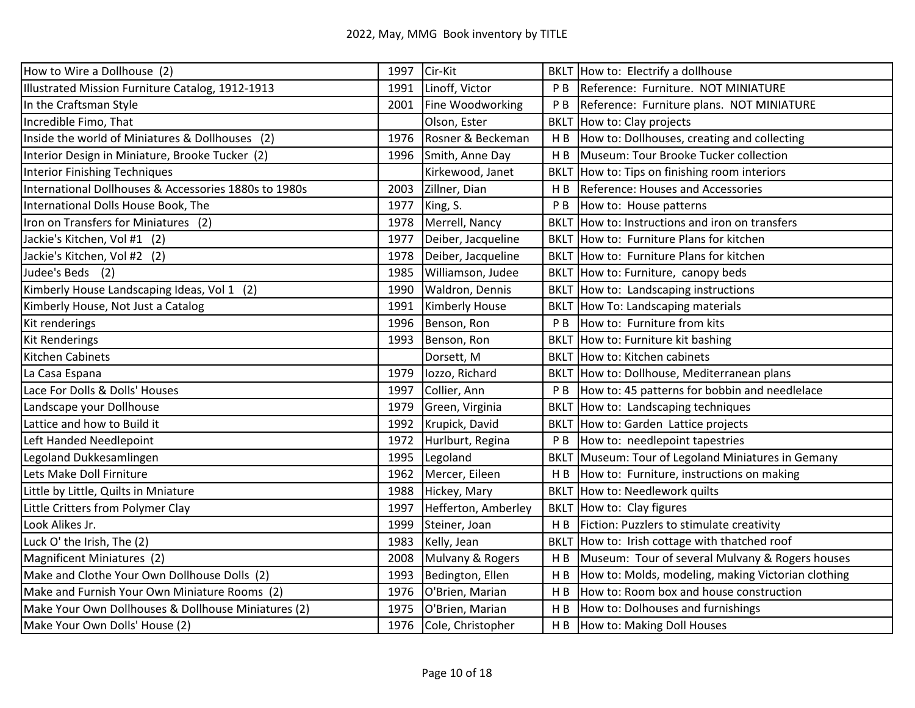| How to Wire a Dollhouse (2) | 1997 | Cir-Kit | BKLT | How to: Electrify a dollhouse |
|---|---|---|---|---|
| Illustrated Mission Furniture Catalog, 1912-1913 | 1991 | Linoff, Victor | P B | Reference: Furniture. NOT MINIATURE |
| In the Craftsman Style | 2001 | Fine Woodworking | P B | Reference: Furniture plans. NOT MINIATURE |
| Incredible Fimo, That | | Olson, Ester | BKLT | How to: Clay projects |
| Inside the world of Miniatures & Dollhouses (2) | 1976 | Rosner & Beckeman | H B | How to: Dollhouses, creating and collecting |
| Interior Design in Miniature, Brooke Tucker (2) | 1996 | Smith, Anne Day | H B | Museum: Tour Brooke Tucker collection |
| Interior Finishing Techniques | | Kirkewood, Janet | BKLT | How to: Tips on finishing room interiors |
| International Dollhouses & Accessories 1880s to 1980s | 2003 | Zillner, Dian | H B | Reference: Houses and Accessories |
| International Dolls House Book, The | 1977 | King, S. | P B | How to: House patterns |
| Iron on Transfers for Miniatures (2) | 1978 | Merrell, Nancy | BKLT | How to: Instructions and iron on transfers |
| Jackie's Kitchen, Vol #1 (2) | 1977 | Deiber, Jacqueline | BKLT | How to: Furniture Plans for kitchen |
| Jackie's Kitchen, Vol #2 (2) | 1978 | Deiber, Jacqueline | BKLT | How to: Furniture Plans for kitchen |
| Judee's Beds (2) | 1985 | Williamson, Judee | BKLT | How to: Furniture, canopy beds |
| Kimberly House Landscaping Ideas, Vol 1 (2) | 1990 | Waldron, Dennis | BKLT | How to: Landscaping instructions |
| Kimberly House, Not Just a Catalog | 1991 | Kimberly House | BKLT | How To: Landscaping materials |
| Kit renderings | 1996 | Benson, Ron | P B | How to: Furniture from kits |
| Kit Renderings | 1993 | Benson, Ron | BKLT | How to: Furniture kit bashing |
| Kitchen Cabinets | | Dorsett, M | BKLT | How to: Kitchen cabinets |
| La Casa Espana | 1979 | Iozzo, Richard | BKLT | How to: Dollhouse, Mediterranean plans |
| Lace For Dolls & Dolls' Houses | 1997 | Collier, Ann | P B | How to: 45 patterns for bobbin and needlelace |
| Landscape your Dollhouse | 1979 | Green, Virginia | BKLT | How to: Landscaping techniques |
| Lattice and how to Build it | 1992 | Krupick, David | BKLT | How to: Garden Lattice projects |
| Left Handed Needlepoint | 1972 | Hurlburt, Regina | P B | How to: needlepoint tapestries |
| Legoland Dukkesamlingen | 1995 | Legoland | BKLT | Museum: Tour of Legoland Miniatures in Gemany |
| Lets Make Doll Firniture | 1962 | Mercer, Eileen | H B | How to: Furniture, instructions on making |
| Little by Little, Quilts in Mniature | 1988 | Hickey, Mary | BKLT | How to: Needlework quilts |
| Little Critters from Polymer Clay | 1997 | Hefferton, Amberley | BKLT | How to: Clay figures |
| Look Alikes Jr. | 1999 | Steiner, Joan | H B | Fiction: Puzzlers to stimulate creativity |
| Luck O' the Irish, The (2) | 1983 | Kelly, Jean | BKLT | How to: Irish cottage with thatched roof |
| Magnificent Miniatures (2) | 2008 | Mulvany & Rogers | H B | Museum: Tour of several Mulvany & Rogers houses |
| Make and Clothe Your Own Dollhouse Dolls (2) | 1993 | Bedington, Ellen | H B | How to: Molds, modeling, making Victorian clothing |
| Make and Furnish Your Own Miniature Rooms (2) | 1976 | O'Brien, Marian | H B | How to: Room box and house construction |
| Make Your Own Dollhouses & Dollhouse Miniatures (2) | 1975 | O'Brien, Marian | H B | How to: Dolhouses and furnishings |
| Make Your Own Dolls' House (2) | 1976 | Cole, Christopher | H B | How to: Making Doll Houses |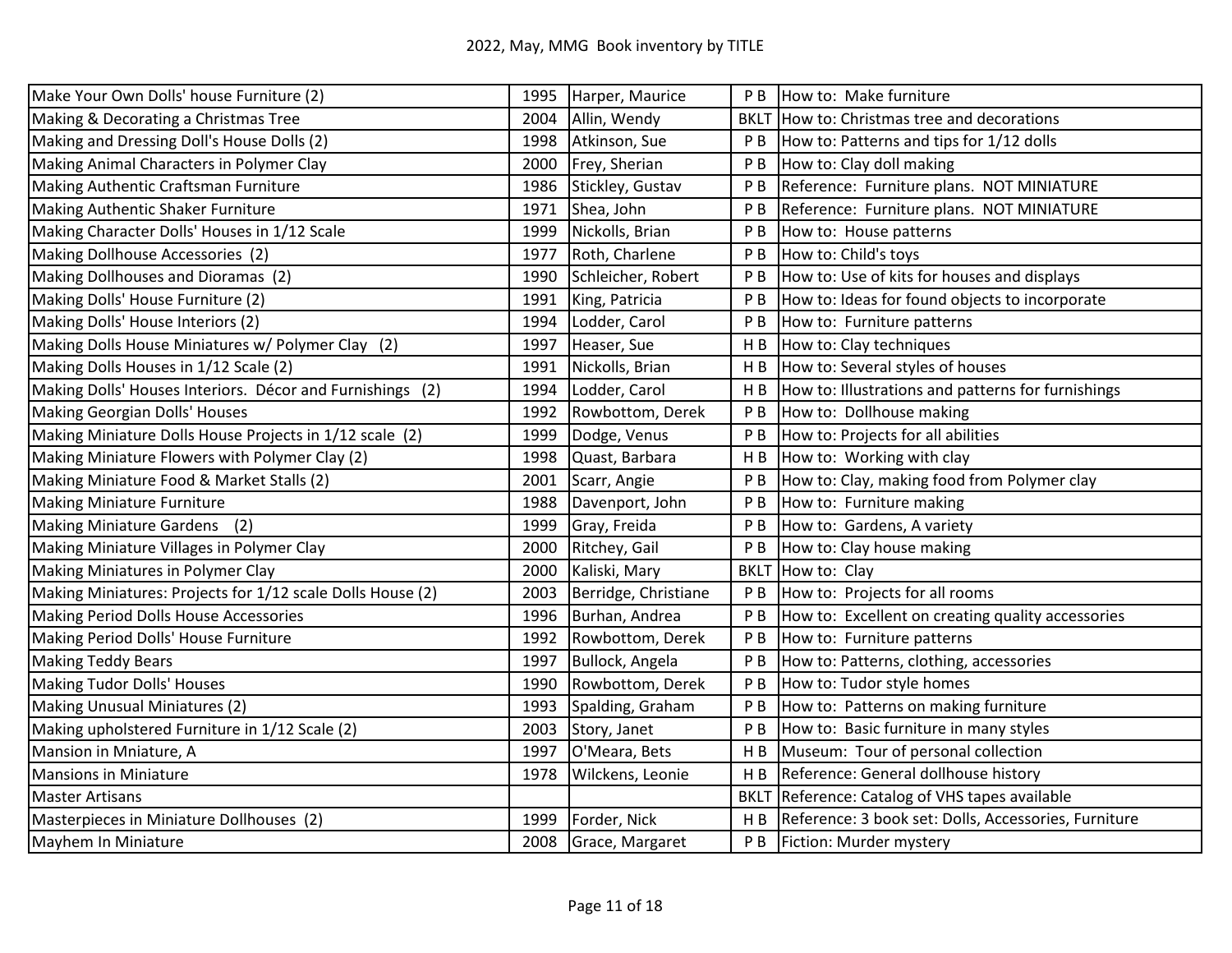| | | | | |
|---|---|---|---|---|
| Make Your Own Dolls' house Furniture (2) | 1995 | Harper, Maurice | P B | How to: Make furniture |
| Making & Decorating a Christmas Tree | 2004 | Allin, Wendy | BKLT | How to: Christmas tree and decorations |
| Making and Dressing Doll's House Dolls (2) | 1998 | Atkinson, Sue | P B | How to: Patterns and tips for 1/12 dolls |
| Making Animal Characters in Polymer Clay | 2000 | Frey, Sherian | P B | How to: Clay doll making |
| Making Authentic Craftsman Furniture | 1986 | Stickley, Gustav | P B | Reference: Furniture plans. NOT MINIATURE |
| Making Authentic Shaker Furniture | 1971 | Shea, John | P B | Reference: Furniture plans. NOT MINIATURE |
| Making Character Dolls' Houses in 1/12 Scale | 1999 | Nickolls, Brian | P B | How to: House patterns |
| Making Dollhouse Accessories (2) | 1977 | Roth, Charlene | P B | How to: Child's toys |
| Making Dollhouses and Dioramas (2) | 1990 | Schleicher, Robert | P B | How to: Use of kits for houses and displays |
| Making Dolls' House Furniture (2) | 1991 | King, Patricia | P B | How to: Ideas for found objects to incorporate |
| Making Dolls' House Interiors (2) | 1994 | Lodder, Carol | P B | How to: Furniture patterns |
| Making Dolls House Miniatures w/ Polymer Clay (2) | 1997 | Heaser, Sue | H B | How to: Clay techniques |
| Making Dolls Houses in 1/12 Scale (2) | 1991 | Nickolls, Brian | H B | How to: Several styles of houses |
| Making Dolls' Houses Interiors. Décor and Furnishings (2) | 1994 | Lodder, Carol | H B | How to: Illustrations and patterns for furnishings |
| Making Georgian Dolls' Houses | 1992 | Rowbottom, Derek | P B | How to: Dollhouse making |
| Making Miniature Dolls House Projects in 1/12 scale (2) | 1999 | Dodge, Venus | P B | How to: Projects for all abilities |
| Making Miniature Flowers with Polymer Clay (2) | 1998 | Quast, Barbara | H B | How to: Working with clay |
| Making Miniature Food & Market Stalls (2) | 2001 | Scarr, Angie | P B | How to: Clay, making food from Polymer clay |
| Making Miniature Furniture | 1988 | Davenport, John | P B | How to: Furniture making |
| Making Miniature Gardens (2) | 1999 | Gray, Freida | P B | How to: Gardens, A variety |
| Making Miniature Villages in Polymer Clay | 2000 | Ritchey, Gail | P B | How to: Clay house making |
| Making Miniatures in Polymer Clay | 2000 | Kaliski, Mary | BKLT | How to: Clay |
| Making Miniatures: Projects for 1/12 scale Dolls House (2) | 2003 | Berridge, Christiane | P B | How to: Projects for all rooms |
| Making Period Dolls House Accessories | 1996 | Burhan, Andrea | P B | How to: Excellent on creating quality accessories |
| Making Period Dolls' House Furniture | 1992 | Rowbottom, Derek | P B | How to: Furniture patterns |
| Making Teddy Bears | 1997 | Bullock, Angela | P B | How to: Patterns, clothing, accessories |
| Making Tudor Dolls' Houses | 1990 | Rowbottom, Derek | P B | How to: Tudor style homes |
| Making Unusual Miniatures (2) | 1993 | Spalding, Graham | P B | How to: Patterns on making furniture |
| Making upholstered Furniture in 1/12 Scale (2) | 2003 | Story, Janet | P B | How to: Basic furniture in many styles |
| Mansion in Mniature, A | 1997 | O'Meara, Bets | H B | Museum: Tour of personal collection |
| Mansions in Miniature | 1978 | Wilckens, Leonie | H B | Reference: General dollhouse history |
| Master Artisans | | | BKLT | Reference: Catalog of VHS tapes available |
| Masterpieces in Miniature Dollhouses (2) | 1999 | Forder, Nick | H B | Reference: 3 book set: Dolls, Accessories, Furniture |
| Mayhem In Miniature | 2008 | Grace, Margaret | P B | Fiction: Murder mystery |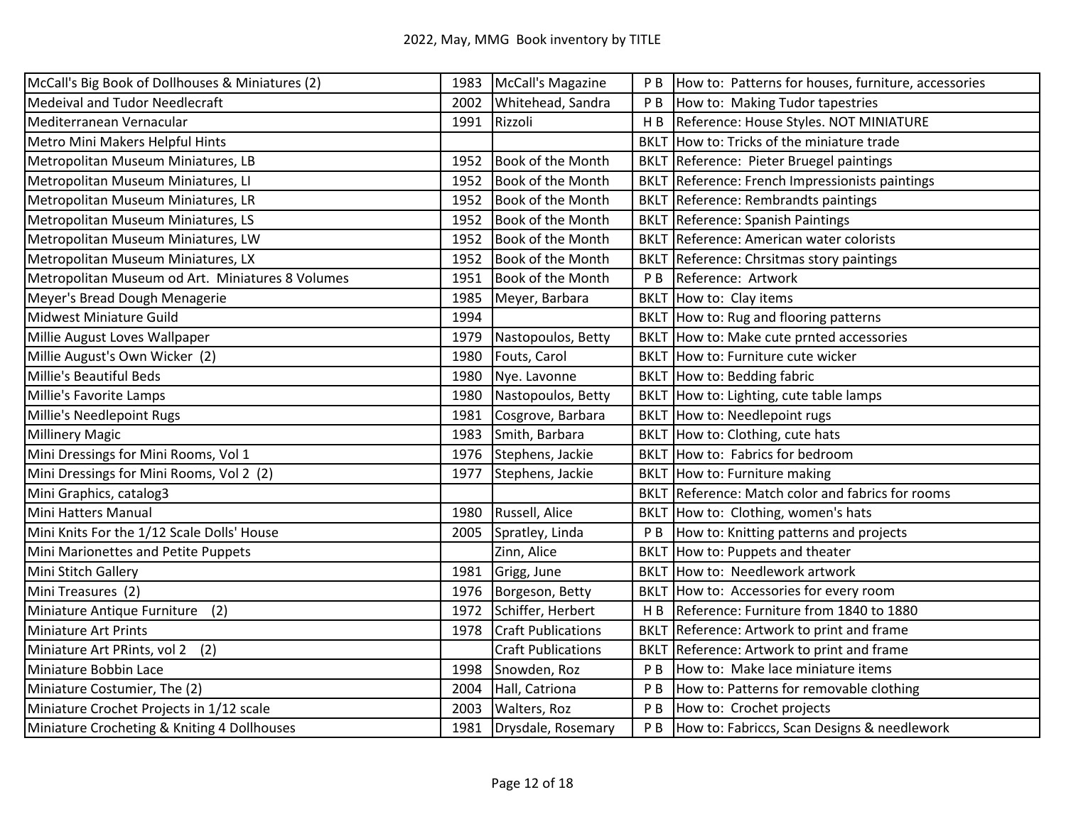# 2022, May, MMG Book inventory by TITLE

| Title | Year | Author/Publisher | Type | Description |
|---|---|---|---|---|
| McCall's Big Book of Dollhouses & Miniatures (2) | 1983 | McCall's Magazine | P B | How to: Patterns for houses, furniture, accessories |
| Medeival and Tudor Needlecraft | 2002 | Whitehead, Sandra | P B | How to: Making Tudor tapestries |
| Mediterranean Vernacular | 1991 | Rizzoli | H B | Reference: House Styles. NOT MINIATURE |
| Metro Mini Makers Helpful Hints | | | BKLT | How to: Tricks of the miniature trade |
| Metropolitan Museum Miniatures, LB | 1952 | Book of the Month | BKLT | Reference: Pieter Bruegel paintings |
| Metropolitan Museum Miniatures, LI | 1952 | Book of the Month | BKLT | Reference: French Impressionists paintings |
| Metropolitan Museum Miniatures, LR | 1952 | Book of the Month | BKLT | Reference: Rembrandts paintings |
| Metropolitan Museum Miniatures, LS | 1952 | Book of the Month | BKLT | Reference: Spanish Paintings |
| Metropolitan Museum Miniatures, LW | 1952 | Book of the Month | BKLT | Reference: American water colorists |
| Metropolitan Museum Miniatures, LX | 1952 | Book of the Month | BKLT | Reference: Chrsitmas story paintings |
| Metropolitan Museum od Art. Miniatures 8 Volumes | 1951 | Book of the Month | P B | Reference: Artwork |
| Meyer's Bread Dough Menagerie | 1985 | Meyer, Barbara | BKLT | How to: Clay items |
| Midwest Miniature Guild | 1994 | | BKLT | How to: Rug and flooring patterns |
| Millie August Loves Wallpaper | 1979 | Nastopoulos, Betty | BKLT | How to: Make cute prnted accessories |
| Millie August's Own Wicker (2) | 1980 | Fouts, Carol | BKLT | How to: Furniture cute wicker |
| Millie's Beautiful Beds | 1980 | Nye. Lavonne | BKLT | How to: Bedding fabric |
| Millie's Favorite Lamps | 1980 | Nastopoulos, Betty | BKLT | How to: Lighting, cute table lamps |
| Millie's Needlepoint Rugs | 1981 | Cosgrove, Barbara | BKLT | How to: Needlepoint rugs |
| Millinery Magic | 1983 | Smith, Barbara | BKLT | How to: Clothing, cute hats |
| Mini Dressings for Mini Rooms, Vol 1 | 1976 | Stephens, Jackie | BKLT | How to: Fabrics for bedroom |
| Mini Dressings for Mini Rooms, Vol 2 (2) | 1977 | Stephens, Jackie | BKLT | How to: Furniture making |
| Mini Graphics, catalog3 | | | BKLT | Reference: Match color and fabrics for rooms |
| Mini Hatters Manual | 1980 | Russell, Alice | BKLT | How to: Clothing, women's hats |
| Mini Knits For the 1/12 Scale Dolls' House | 2005 | Spratley, Linda | P B | How to: Knitting patterns and projects |
| Mini Marionettes and Petite Puppets | | Zinn, Alice | BKLT | How to: Puppets and theater |
| Mini Stitch Gallery | 1981 | Grigg, June | BKLT | How to: Needlework artwork |
| Mini Treasures (2) | 1976 | Borgeson, Betty | BKLT | How to: Accessories for every room |
| Miniature Antique Furniture (2) | 1972 | Schiffer, Herbert | H B | Reference: Furniture from 1840 to 1880 |
| Miniature Art Prints | 1978 | Craft Publications | BKLT | Reference: Artwork to print and frame |
| Miniature Art PRints, vol 2 (2) | | Craft Publications | BKLT | Reference: Artwork to print and frame |
| Miniature Bobbin Lace | 1998 | Snowden, Roz | P B | How to: Make lace miniature items |
| Miniature Costumier, The (2) | 2004 | Hall, Catriona | P B | How to: Patterns for removable clothing |
| Miniature Crochet Projects in 1/12 scale | 2003 | Walters, Roz | P B | How to: Crochet projects |
| Miniature Crocheting & Kniting 4 Dollhouses | 1981 | Drysdale, Rosemary | P B | How to: Fabriccs, Scan Designs & needlework |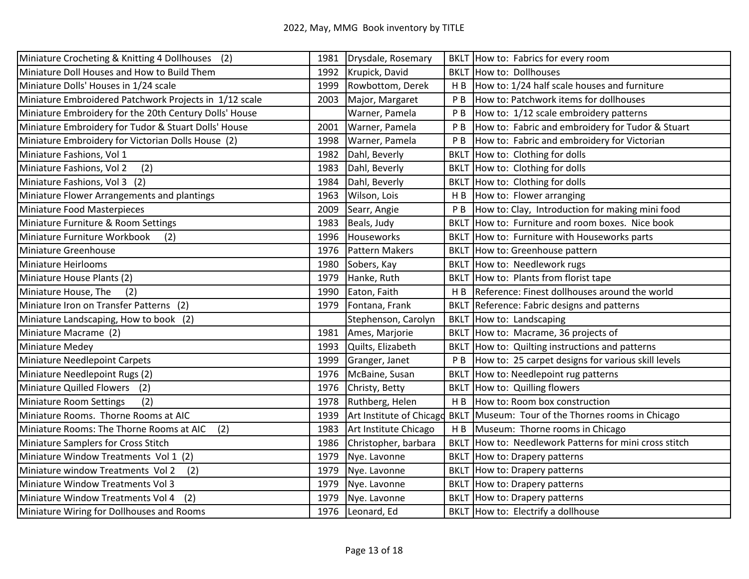2022, May, MMG Book inventory by TITLE

| | | | | |
|---|---|---|---|---|
| Miniature Crocheting & Knitting 4 Dollhouses (2) | 1981 | Drysdale, Rosemary | BKLT | How to: Fabrics for every room |
| Miniature Doll Houses and How to Build Them | 1992 | Krupick, David | BKLT | How to: Dollhouses |
| Miniature Dolls' Houses in 1/24 scale | 1999 | Rowbottom, Derek | H B | How to: 1/24 half scale houses and furniture |
| Miniature Embroidered Patchwork Projects in 1/12 scale | 2003 | Major, Margaret | P B | How to: Patchwork items for dollhouses |
| Miniature Embroidery for the 20th Century Dolls' House | | Warner, Pamela | P B | How to: 1/12 scale embroidery patterns |
| Miniature Embroidery for Tudor & Stuart Dolls' House | 2001 | Warner, Pamela | P B | How to: Fabric and embroidery for Tudor & Stuart |
| Miniature Embroidery for Victorian Dolls House (2) | 1998 | Warner, Pamela | P B | How to: Fabric and embroidery for Victorian |
| Miniature Fashions, Vol 1 | 1982 | Dahl, Beverly | BKLT | How to: Clothing for dolls |
| Miniature Fashions, Vol 2 (2) | 1983 | Dahl, Beverly | BKLT | How to: Clothing for dolls |
| Miniature Fashions, Vol 3 (2) | 1984 | Dahl, Beverly | BKLT | How to: Clothing for dolls |
| Miniature Flower Arrangements and plantings | 1963 | Wilson, Lois | H B | How to: Flower arranging |
| Miniature Food Masterpieces | 2009 | Searr, Angie | P B | How to: Clay, Introduction for making mini food |
| Miniature Furniture & Room Settings | 1983 | Beals, Judy | BKLT | How to: Furniture and room boxes. Nice book |
| Miniature Furniture Workbook (2) | 1996 | Houseworks | BKLT | How to: Furniture with Houseworks parts |
| Miniature Greenhouse | 1976 | Pattern Makers | BKLT | How to: Greenhouse pattern |
| Miniature Heirlooms | 1980 | Sobers, Kay | BKLT | How to: Needlework rugs |
| Miniature House Plants (2) | 1979 | Hanke, Ruth | BKLT | How to: Plants from florist tape |
| Miniature House, The (2) | 1990 | Eaton, Faith | H B | Reference: Finest dollhouses around the world |
| Miniature Iron on Transfer Patterns (2) | 1979 | Fontana, Frank | BKLT | Reference: Fabric designs and patterns |
| Miniature Landscaping, How to book (2) | | Stephenson, Carolyn | BKLT | How to: Landscaping |
| Miniature Macrame (2) | 1981 | Ames, Marjorie | BKLT | How to: Macrame, 36 projects of |
| Miniature Medey | 1993 | Quilts, Elizabeth | BKLT | How to: Quilting instructions and patterns |
| Miniature Needlepoint Carpets | 1999 | Granger, Janet | P B | How to: 25 carpet designs for various skill levels |
| Miniature Needlepoint Rugs (2) | 1976 | McBaine, Susan | BKLT | How to: Needlepoint rug patterns |
| Miniature Quilled Flowers (2) | 1976 | Christy, Betty | BKLT | How to: Quilling flowers |
| Miniature Room Settings (2) | 1978 | Ruthberg, Helen | H B | How to: Room box construction |
| Miniature Rooms. Thorne Rooms at AIC | 1939 | Art Institute of Chicago | BKLT | Museum: Tour of the Thornes rooms in Chicago |
| Miniature Rooms: The Thorne Rooms at AIC (2) | 1983 | Art Institute Chicago | H B | Museum: Thorne rooms in Chicago |
| Miniature Samplers for Cross Stitch | 1986 | Christopher, barbara | BKLT | How to: Needlework Patterns for mini cross stitch |
| Miniature Window Treatments Vol 1 (2) | 1979 | Nye. Lavonne | BKLT | How to: Drapery patterns |
| Miniature window Treatments Vol 2 (2) | 1979 | Nye. Lavonne | BKLT | How to: Drapery patterns |
| Miniature Window Treatments Vol 3 | 1979 | Nye. Lavonne | BKLT | How to: Drapery patterns |
| Miniature Window Treatments Vol 4 (2) | 1979 | Nye. Lavonne | BKLT | How to: Drapery patterns |
| Miniature Wiring for Dollhouses and Rooms | 1976 | Leonard, Ed | BKLT | How to: Electrify a dollhouse |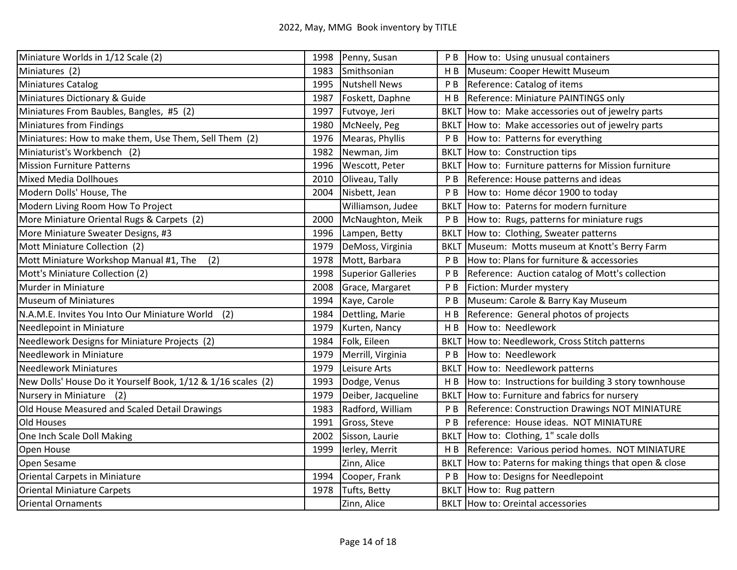# 2022, May, MMG Book inventory by TITLE

| | | | | |
|---|---|---|---|---|
| Miniature Worlds in 1/12 Scale (2) | 1998 | Penny, Susan | P B | How to: Using unusual containers |
| Miniatures (2) | 1983 | Smithsonian | H B | Museum: Cooper Hewitt Museum |
| Miniatures Catalog | 1995 | Nutshell News | P B | Reference: Catalog of items |
| Miniatures Dictionary & Guide | 1987 | Foskett, Daphne | H B | Reference: Miniature PAINTINGS only |
| Miniatures From Baubles, Bangles, #5 (2) | 1997 | Futvoye, Jeri | BKLT | How to: Make accessories out of jewelry parts |
| Miniatures from Findings | 1980 | McNeely, Peg | BKLT | How to: Make accessories out of jewelry parts |
| Miniatures: How to make them, Use Them, Sell Them (2) | 1976 | Mearas, Phyllis | P B | How to: Patterns for everything |
| Miniaturist's Workbench (2) | 1982 | Newman, Jim | BKLT | How to: Construction tips |
| Mission Furniture Patterns | 1996 | Wescott, Peter | BKLT | How to: Furniture patterns for Mission furniture |
| Mixed Media Dollhoues | 2010 | Oliveau, Tally | P B | Reference: House patterns and ideas |
| Modern Dolls' House, The | 2004 | Nisbett, Jean | P B | How to: Home décor 1900 to today |
| Modern Living Room How To Project | | Williamson, Judee | BKLT | How to: Paterns for modern furniture |
| More Miniature Oriental Rugs & Carpets (2) | 2000 | McNaughton, Meik | P B | How to: Rugs, patterns for miniature rugs |
| More Miniature Sweater Designs, #3 | 1996 | Lampen, Betty | BKLT | How to: Clothing, Sweater patterns |
| Mott Miniature Collection (2) | 1979 | DeMoss, Virginia | BKLT | Museum: Motts museum at Knott's Berry Farm |
| Mott Miniature Workshop Manual #1, The (2) | 1978 | Mott, Barbara | P B | How to: Plans for furniture & accessories |
| Mott's Miniature Collection (2) | 1998 | Superior Galleries | P B | Reference: Auction catalog of Mott's collection |
| Murder in Miniature | 2008 | Grace, Margaret | P B | Fiction: Murder mystery |
| Museum of Miniatures | 1994 | Kaye, Carole | P B | Museum: Carole & Barry Kay Museum |
| N.A.M.E. Invites You Into Our Miniature World (2) | 1984 | Dettling, Marie | H B | Reference: General photos of projects |
| Needlepoint in Miniature | 1979 | Kurten, Nancy | H B | How to: Needlework |
| Needlework Designs for Miniature Projects (2) | 1984 | Folk, Eileen | BKLT | How to: Needlework, Cross Stitch patterns |
| Needlework in Miniature | 1979 | Merrill, Virginia | P B | How to: Needlework |
| Needlework Miniatures | 1979 | Leisure Arts | BKLT | How to: Needlework patterns |
| New Dolls' House Do it Yourself Book, 1/12 & 1/16 scales (2) | 1993 | Dodge, Venus | H B | How to: Instructions for building 3 story townhouse |
| Nursery in Miniature (2) | 1979 | Deiber, Jacqueline | BKLT | How to: Furniture and fabrics for nursery |
| Old House Measured and Scaled Detail Drawings | 1983 | Radford, William | P B | Reference: Construction Drawings NOT MINIATURE |
| Old Houses | 1991 | Gross, Steve | P B | reference: House ideas. NOT MINIATURE |
| One Inch Scale Doll Making | 2002 | Sisson, Laurie | BKLT | How to: Clothing, 1" scale dolls |
| Open House | 1999 | Ierley, Merrit | H B | Reference: Various period homes. NOT MINIATURE |
| Open Sesame | | Zinn, Alice | BKLT | How to: Paterns for making things that open & close |
| Oriental Carpets in Miniature | 1994 | Cooper, Frank | P B | How to: Designs for Needlepoint |
| Oriental Miniature Carpets | 1978 | Tufts, Betty | BKLT | How to: Rug pattern |
| Oriental Ornaments | | Zinn, Alice | BKLT | How to: Oreintal accessories |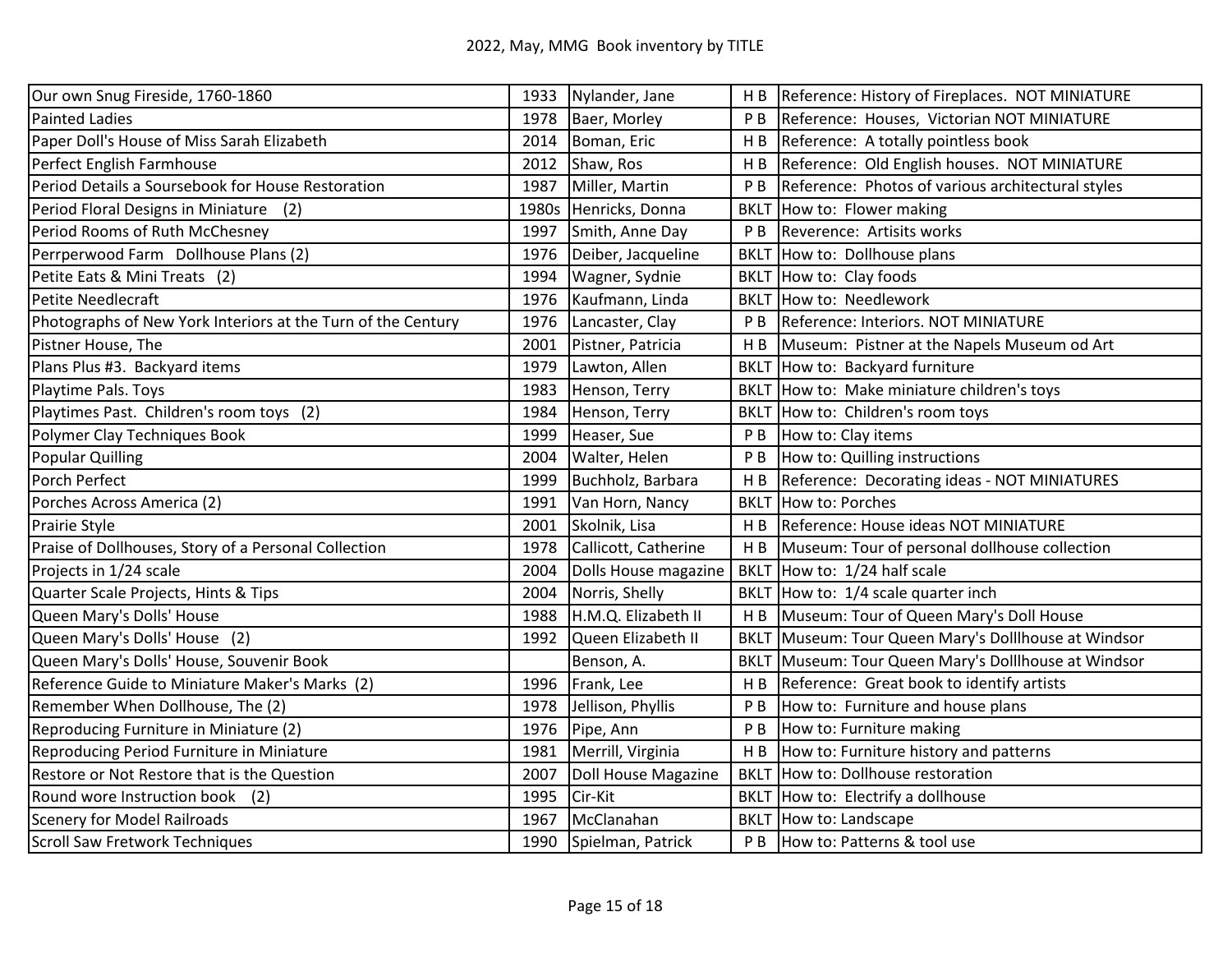| | | | | |
|---|---|---|---|---|
| Our own Snug Fireside, 1760-1860 | 1933 | Nylander, Jane | H B | Reference: History of Fireplaces. NOT MINIATURE |
| Painted Ladies | 1978 | Baer, Morley | P B | Reference: Houses, Victorian NOT MINIATURE |
| Paper Doll's House of Miss Sarah Elizabeth | 2014 | Boman, Eric | H B | Reference: A totally pointless book |
| Perfect English Farmhouse | 2012 | Shaw, Ros | H B | Reference: Old English houses. NOT MINIATURE |
| Period Details a Soursebook for House Restoration | 1987 | Miller, Martin | P B | Reference: Photos of various architectural styles |
| Period Floral Designs in Miniature (2) | 1980s | Henricks, Donna | BKLT | How to: Flower making |
| Period Rooms of Ruth McChesney | 1997 | Smith, Anne Day | P B | Reverence: Artisits works |
| Perrperwood Farm Dollhouse Plans (2) | 1976 | Deiber, Jacqueline | BKLT | How to: Dollhouse plans |
| Petite Eats & Mini Treats (2) | 1994 | Wagner, Sydnie | BKLT | How to: Clay foods |
| Petite Needlecraft | 1976 | Kaufmann, Linda | BKLT | How to: Needlework |
| Photographs of New York Interiors at the Turn of the Century | 1976 | Lancaster, Clay | P B | Reference: Interiors. NOT MINIATURE |
| Pistner House, The | 2001 | Pistner, Patricia | H B | Museum: Pistner at the Napels Museum od Art |
| Plans Plus #3. Backyard items | 1979 | Lawton, Allen | BKLT | How to: Backyard furniture |
| Playtime Pals. Toys | 1983 | Henson, Terry | BKLT | How to: Make miniature children's toys |
| Playtimes Past. Children's room toys (2) | 1984 | Henson, Terry | BKLT | How to: Children's room toys |
| Polymer Clay Techniques Book | 1999 | Heaser, Sue | P B | How to: Clay items |
| Popular Quilling | 2004 | Walter, Helen | P B | How to: Quilling instructions |
| Porch Perfect | 1999 | Buchholz, Barbara | H B | Reference: Decorating ideas - NOT MINIATURES |
| Porches Across America (2) | 1991 | Van Horn, Nancy | BKLT | How to: Porches |
| Prairie Style | 2001 | Skolnik, Lisa | H B | Reference: House ideas NOT MINIATURE |
| Praise of Dollhouses, Story of a Personal Collection | 1978 | Callicott, Catherine | H B | Museum: Tour of personal dollhouse collection |
| Projects in 1/24 scale | 2004 | Dolls House magazine | BKLT | How to: 1/24 half scale |
| Quarter Scale Projects, Hints & Tips | 2004 | Norris, Shelly | BKLT | How to: 1/4 scale quarter inch |
| Queen Mary's Dolls' House | 1988 | H.M.Q. Elizabeth II | H B | Museum: Tour of Queen Mary's Doll House |
| Queen Mary's Dolls' House (2) | 1992 | Queen Elizabeth II | BKLT | Museum: Tour Queen Mary's Dolllhouse at Windsor |
| Queen Mary's Dolls' House, Souvenir Book | | Benson, A. | BKLT | Museum: Tour Queen Mary's Dolllhouse at Windsor |
| Reference Guide to Miniature Maker's Marks (2) | 1996 | Frank, Lee | H B | Reference: Great book to identify artists |
| Remember When Dollhouse, The (2) | 1978 | Jellison, Phyllis | P B | How to: Furniture and house plans |
| Reproducing Furniture in Miniature (2) | 1976 | Pipe, Ann | P B | How to: Furniture making |
| Reproducing Period Furniture in Miniature | 1981 | Merrill, Virginia | H B | How to: Furniture history and patterns |
| Restore or Not Restore that is the Question | 2007 | Doll House Magazine | BKLT | How to: Dollhouse restoration |
| Round wore Instruction book (2) | 1995 | Cir-Kit | BKLT | How to: Electrify a dollhouse |
| Scenery for Model Railroads | 1967 | McClanahan | BKLT | How to: Landscape |
| Scroll Saw Fretwork Techniques | 1990 | Spielman, Patrick | P B | How to: Patterns & tool use |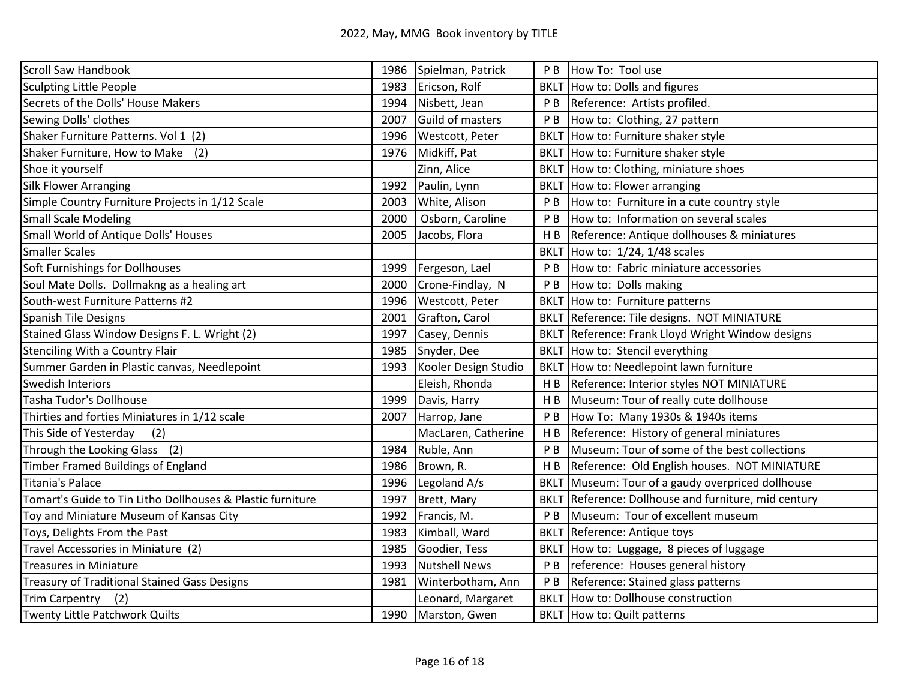| Scroll Saw Handbook | 1986 | Spielman, Patrick | P B | How To: Tool use |
|---|---|---|---|---|
| Sculpting Little People | 1983 | Ericson, Rolf | BKLT | How to: Dolls and figures |
| Secrets of the Dolls' House Makers | 1994 | Nisbett, Jean | P B | Reference: Artists profiled. |
| Sewing Dolls' clothes | 2007 | Guild of masters | P B | How to: Clothing, 27 pattern |
| Shaker Furniture Patterns. Vol 1 (2) | 1996 | Westcott, Peter | BKLT | How to: Furniture shaker style |
| Shaker Furniture, How to Make (2) | 1976 | Midkiff, Pat | BKLT | How to: Furniture shaker style |
| Shoe it yourself | | Zinn, Alice | BKLT | How to: Clothing, miniature shoes |
| Silk Flower Arranging | 1992 | Paulin, Lynn | BKLT | How to: Flower arranging |
| Simple Country Furniture Projects in 1/12 Scale | 2003 | White, Alison | P B | How to: Furniture in a cute country style |
| Small Scale Modeling | 2000 | Osborn, Caroline | P B | How to: Information on several scales |
| Small World of Antique Dolls' Houses | 2005 | Jacobs, Flora | H B | Reference: Antique dollhouses & miniatures |
| Smaller Scales | | | BKLT | How to: 1/24, 1/48 scales |
| Soft Furnishings for Dollhouses | 1999 | Fergeson, Lael | P B | How to: Fabric miniature accessories |
| Soul Mate Dolls. Dollmakng as a healing art | 2000 | Crone-Findlay, N | P B | How to: Dolls making |
| South-west Furniture Patterns #2 | 1996 | Westcott, Peter | BKLT | How to: Furniture patterns |
| Spanish Tile Designs | 2001 | Grafton, Carol | BKLT | Reference: Tile designs. NOT MINIATURE |
| Stained Glass Window Designs F. L. Wright (2) | 1997 | Casey, Dennis | BKLT | Reference: Frank Lloyd Wright Window designs |
| Stenciling With a Country Flair | 1985 | Snyder, Dee | BKLT | How to: Stencil everything |
| Summer Garden in Plastic canvas, Needlepoint | 1993 | Kooler Design Studio | BKLT | How to: Needlepoint lawn furniture |
| Swedish Interiors | | Eleish, Rhonda | H B | Reference: Interior styles NOT MINIATURE |
| Tasha Tudor's Dollhouse | 1999 | Davis, Harry | H B | Museum: Tour of really cute dollhouse |
| Thirties and forties Miniatures in 1/12 scale | 2007 | Harrop, Jane | P B | How To: Many 1930s & 1940s items |
| This Side of Yesterday (2) | | MacLaren, Catherine | H B | Reference: History of general miniatures |
| Through the Looking Glass (2) | 1984 | Ruble, Ann | P B | Museum: Tour of some of the best collections |
| Timber Framed Buildings of England | 1986 | Brown, R. | H B | Reference: Old English houses. NOT MINIATURE |
| Titania's Palace | 1996 | Legoland A/s | BKLT | Museum: Tour of a gaudy overpriced dollhouse |
| Tomart's Guide to Tin Litho Dollhouses & Plastic furniture | 1997 | Brett, Mary | BKLT | Reference: Dollhouse and furniture, mid century |
| Toy and Miniature Museum of Kansas City | 1992 | Francis, M. | P B | Museum: Tour of excellent museum |
| Toys, Delights From the Past | 1983 | Kimball, Ward | BKLT | Reference: Antique toys |
| Travel Accessories in Miniature (2) | 1985 | Goodier, Tess | BKLT | How to: Luggage, 8 pieces of luggage |
| Treasures in Miniature | 1993 | Nutshell News | P B | reference: Houses general history |
| Treasury of Traditional Stained Gass Designs | 1981 | Winterbotham, Ann | P B | Reference: Stained glass patterns |
| Trim Carpentry (2) | | Leonard, Margaret | BKLT | How to: Dollhouse construction |
| Twenty Little Patchwork Quilts | 1990 | Marston, Gwen | BKLT | How to: Quilt patterns |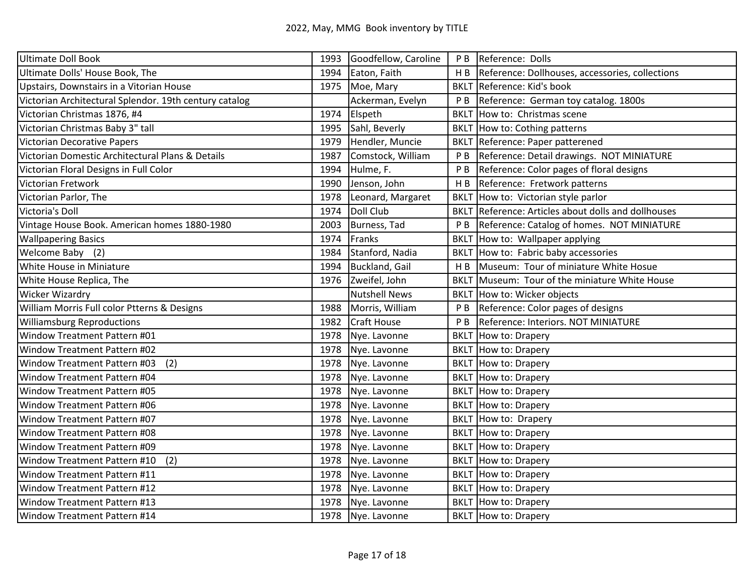# 2022, May, MMG Book inventory by TITLE

| | | | | |
|---|---|---|---|---|
| Ultimate Doll Book | 1993 | Goodfellow, Caroline | P B | Reference: Dolls |
| Ultimate Dolls' House Book, The | 1994 | Eaton, Faith | H B | Reference: Dollhouses, accessories, collections |
| Upstairs, Downstairs in a Vitorian House | 1975 | Moe, Mary | BKLT | Reference: Kid's book |
| Victorian Architectural Splendor. 19th century catalog | | Ackerman, Evelyn | P B | Reference: German toy catalog. 1800s |
| Victorian Christmas 1876, #4 | 1974 | Elspeth | BKLT | How to: Christmas scene |
| Victorian Christmas Baby 3" tall | 1995 | Sahl, Beverly | BKLT | How to: Cothing patterns |
| Victorian Decorative Papers | 1979 | Hendler, Muncie | BKLT | Reference: Paper patterened |
| Victorian Domestic Architectural Plans & Details | 1987 | Comstock, William | P B | Reference: Detail drawings. NOT MINIATURE |
| Victorian Floral Designs in Full Color | 1994 | Hulme, F. | P B | Reference: Color pages of floral designs |
| Victorian Fretwork | 1990 | Jenson, John | H B | Reference: Fretwork patterns |
| Victorian Parlor, The | 1978 | Leonard, Margaret | BKLT | How to: Victorian style parlor |
| Victoria's Doll | 1974 | Doll Club | BKLT | Reference: Articles about dolls and dollhouses |
| Vintage House Book. American homes 1880-1980 | 2003 | Burness, Tad | P B | Reference: Catalog of homes. NOT MINIATURE |
| Wallpapering Basics | 1974 | Franks | BKLT | How to: Wallpaper applying |
| Welcome Baby (2) | 1984 | Stanford, Nadia | BKLT | How to: Fabric baby accessories |
| White House in Miniature | 1994 | Buckland, Gail | H B | Museum: Tour of miniature White Hosue |
| White House Replica, The | 1976 | Zweifel, John | BKLT | Museum: Tour of the miniature White House |
| Wicker Wizardry | | Nutshell News | BKLT | How to: Wicker objects |
| William Morris Full color Ptterns & Designs | 1988 | Morris, William | P B | Reference: Color pages of designs |
| Williamsburg Reproductions | 1982 | Craft House | P B | Reference: Interiors. NOT MINIATURE |
| Window Treatment Pattern #01 | 1978 | Nye. Lavonne | BKLT | How to: Drapery |
| Window Treatment Pattern #02 | 1978 | Nye. Lavonne | BKLT | How to: Drapery |
| Window Treatment Pattern #03 (2) | 1978 | Nye. Lavonne | BKLT | How to: Drapery |
| Window Treatment Pattern #04 | 1978 | Nye. Lavonne | BKLT | How to: Drapery |
| Window Treatment Pattern #05 | 1978 | Nye. Lavonne | BKLT | How to: Drapery |
| Window Treatment Pattern #06 | 1978 | Nye. Lavonne | BKLT | How to: Drapery |
| Window Treatment Pattern #07 | 1978 | Nye. Lavonne | BKLT | How to: Drapery |
| Window Treatment Pattern #08 | 1978 | Nye. Lavonne | BKLT | How to: Drapery |
| Window Treatment Pattern #09 | 1978 | Nye. Lavonne | BKLT | How to: Drapery |
| Window Treatment Pattern #10 (2) | 1978 | Nye. Lavonne | BKLT | How to: Drapery |
| Window Treatment Pattern #11 | 1978 | Nye. Lavonne | BKLT | How to: Drapery |
| Window Treatment Pattern #12 | 1978 | Nye. Lavonne | BKLT | How to: Drapery |
| Window Treatment Pattern #13 | 1978 | Nye. Lavonne | BKLT | How to: Drapery |
| Window Treatment Pattern #14 | 1978 | Nye. Lavonne | BKLT | How to: Drapery |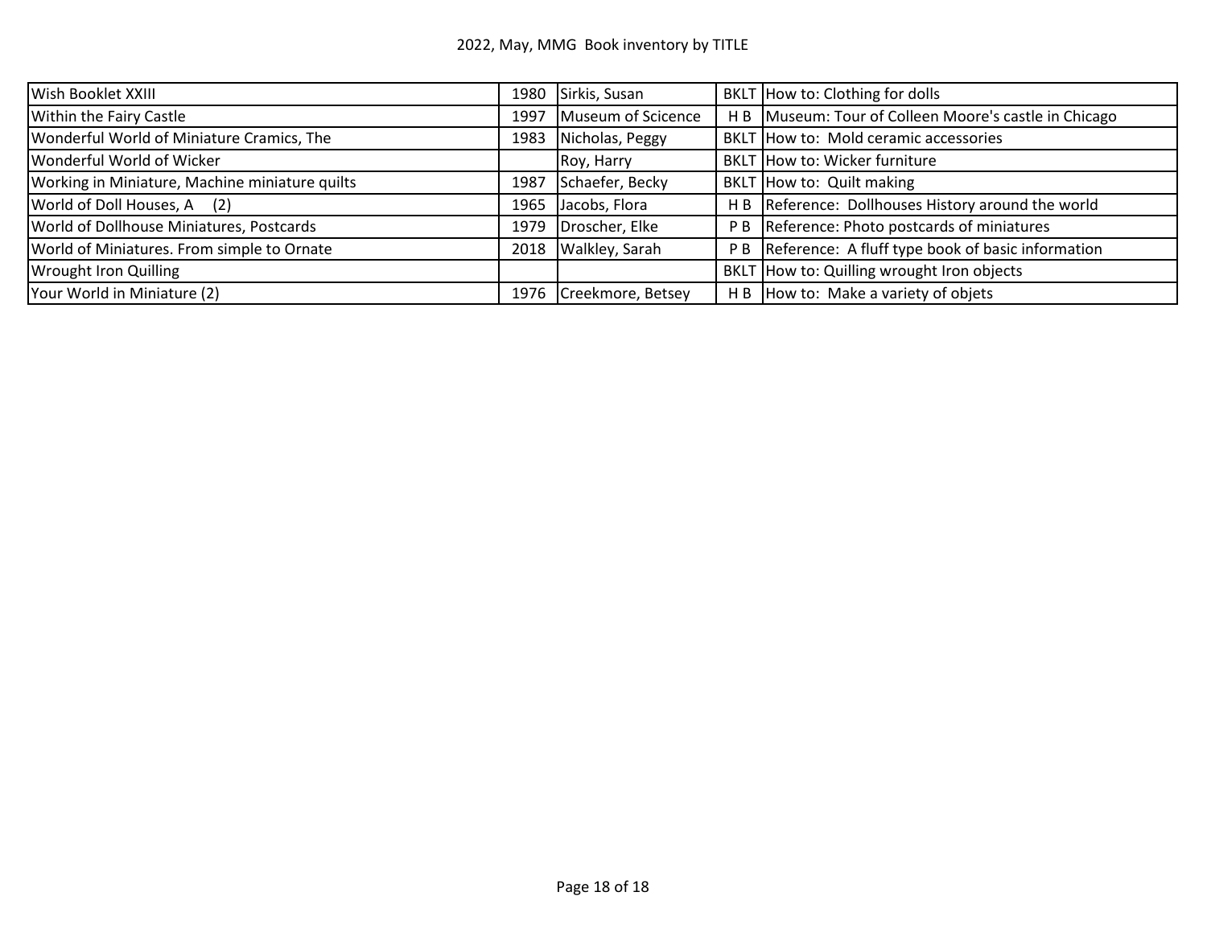| | | | | |
|---|---|---|---|---|
| Wish Booklet XXIII | 1980 | Sirkis, Susan | BKLT | How to: Clothing for dolls |
| Within the Fairy Castle | 1997 | Museum of Scicence | H B | Museum: Tour of Colleen Moore's castle in Chicago |
| Wonderful World of Miniature Cramics, The | 1983 | Nicholas, Peggy | BKLT | How to:  Mold ceramic accessories |
| Wonderful World of Wicker | | Roy, Harry | BKLT | How to: Wicker furniture |
| Working in Miniature, Machine miniature quilts | 1987 | Schaefer, Becky | BKLT | How to:  Quilt making |
| World of Doll Houses, A    (2) | 1965 | Jacobs, Flora | H B | Reference:  Dollhouses History around the world |
| World of Dollhouse Miniatures, Postcards | 1979 | Droscher, Elke | P B | Reference: Photo postcards of miniatures |
| World of Miniatures. From simple to Ornate | 2018 | Walkley, Sarah | P B | Reference:  A fluff type book of basic information |
| Wrought Iron Quilling | | | BKLT | How to: Quilling wrought Iron objects |
| Your World in Miniature (2) | 1976 | Creekmore, Betsey | H B | How to:  Make a variety of objets |